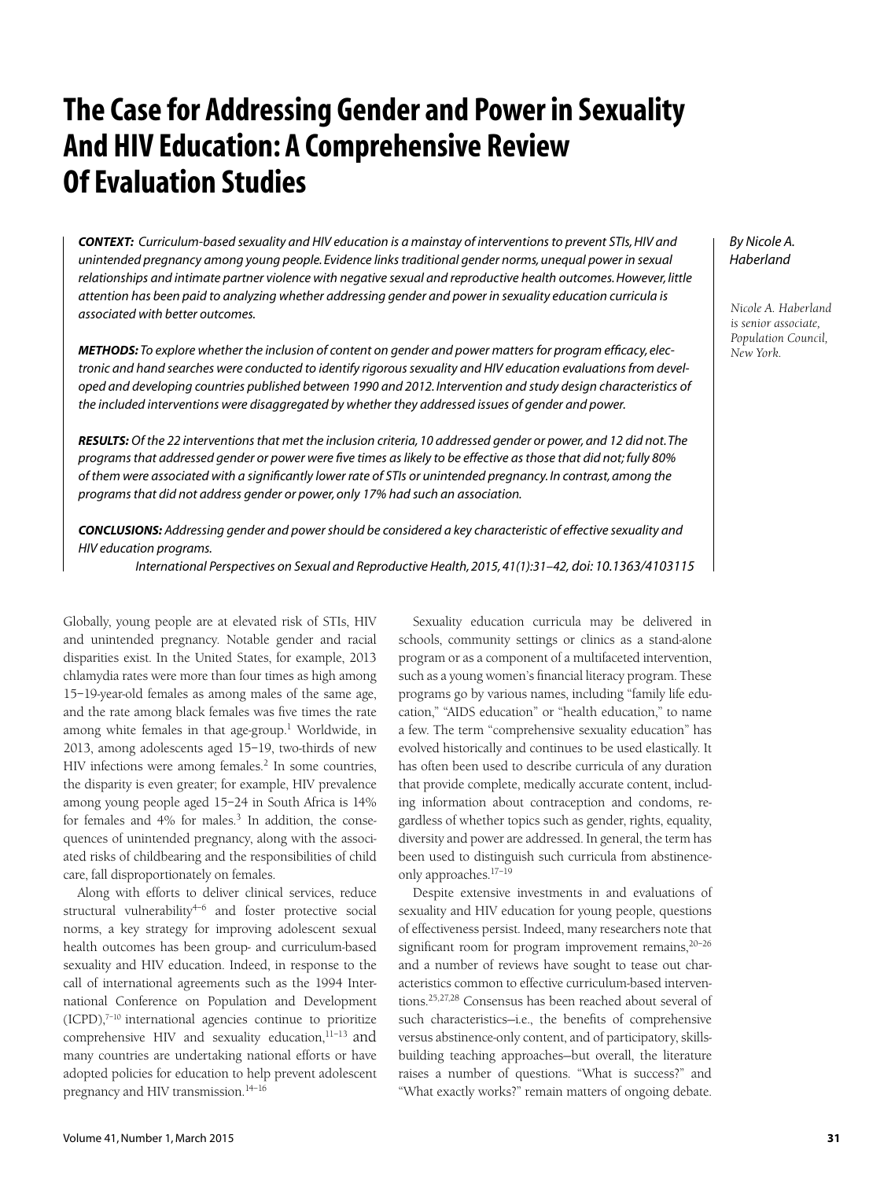# The Case for Addressing Gender and Power in Sexuality And HIV Education: A Comprehensive Review Of Evaluation Studies

*By Nicole A. Haberland*

*Nicole A. Haberland is senior associate, Population Council, New York.*

***CONTEXT:*** *Curriculum-based sexuality and HIV education is a mainstay of interventions to prevent STIs, HIV and unintended pregnancy among young people. Evidence links traditional gender norms, unequal power in sexual relationships and intimate partner violence with negative sexual and reproductive health outcomes. However, little attention has been paid to analyzing whether addressing gender and power in sexuality education curricula is associated with better outcomes.*

***METHODS:*** *To explore whether the inclusion of content on gender and power matters for program efficacy, electronic and hand searches were conducted to identify rigorous sexuality and HIV education evaluations from developed and developing countries published between 1990 and 2012. Intervention and study design characteristics of the included interventions were disaggregated by whether they addressed issues of gender and power.*

***RESULTS:*** *Of the 22 interventions that met the inclusion criteria, 10 addressed gender or power, and 12 did not. The programs that addressed gender or power were five times as likely to be effective as those that did not; fully 80% of them were associated with a significantly lower rate of STIs or unintended pregnancy. In contrast, among the programs that did not address gender or power, only 17% had such an association.*

***CONCLUSIONS:*** *Addressing gender and power should be considered a key characteristic of effective sexuality and HIV education programs.*

*International Perspectives on Sexual and Reproductive Health, 2015, 41(1):31–42, doi: 10.1363/4103115*

Globally, young people are at elevated risk of STIs, HIV and unintended pregnancy. Notable gender and racial disparities exist. In the United States, for example, 2013 chlamydia rates were more than four times as high among 15–19-year-old females as among males of the same age, and the rate among black females was five times the rate among white females in that age-group.[1] Worldwide, in 2013, among adolescents aged 15–19, two-thirds of new HIV infections were among females.[2] In some countries, the disparity is even greater; for example, HIV prevalence among young people aged 15–24 in South Africa is 14% for females and 4% for males.[3] In addition, the consequences of unintended pregnancy, along with the associated risks of childbearing and the responsibilities of child care, fall disproportionately on females.

Along with efforts to deliver clinical services, reduce structural vulnerability[4–6] and foster protective social norms, a key strategy for improving adolescent sexual health outcomes has been group- and curriculum-based sexuality and HIV education. Indeed, in response to the call of international agreements such as the 1994 International Conference on Population and Development (ICPD),[7–10] international agencies continue to prioritize comprehensive HIV and sexuality education,[11–13] and many countries are undertaking national efforts or have adopted policies for education to help prevent adolescent pregnancy and HIV transmission.[14–16]

Sexuality education curricula may be delivered in schools, community settings or clinics as a stand-alone program or as a component of a multifaceted intervention, such as a young women's financial literacy program. These programs go by various names, including "family life education," "AIDS education" or "health education," to name a few. The term "comprehensive sexuality education" has evolved historically and continues to be used elastically. It has often been used to describe curricula of any duration that provide complete, medically accurate content, including information about contraception and condoms, regardless of whether topics such as gender, rights, equality, diversity and power are addressed. In general, the term has been used to distinguish such curricula from abstinence-only approaches.[17–19]

Despite extensive investments in and evaluations of sexuality and HIV education for young people, questions of effectiveness persist. Indeed, many researchers note that significant room for program improvement remains,[20–26] and a number of reviews have sought to tease out characteristics common to effective curriculum-based interventions.[25,27,28] Consensus has been reached about several of such characteristics—i.e., the benefits of comprehensive versus abstinence-only content, and of participatory, skills-building teaching approaches—but overall, the literature raises a number of questions. "What is success?" and "What exactly works?" remain matters of ongoing debate.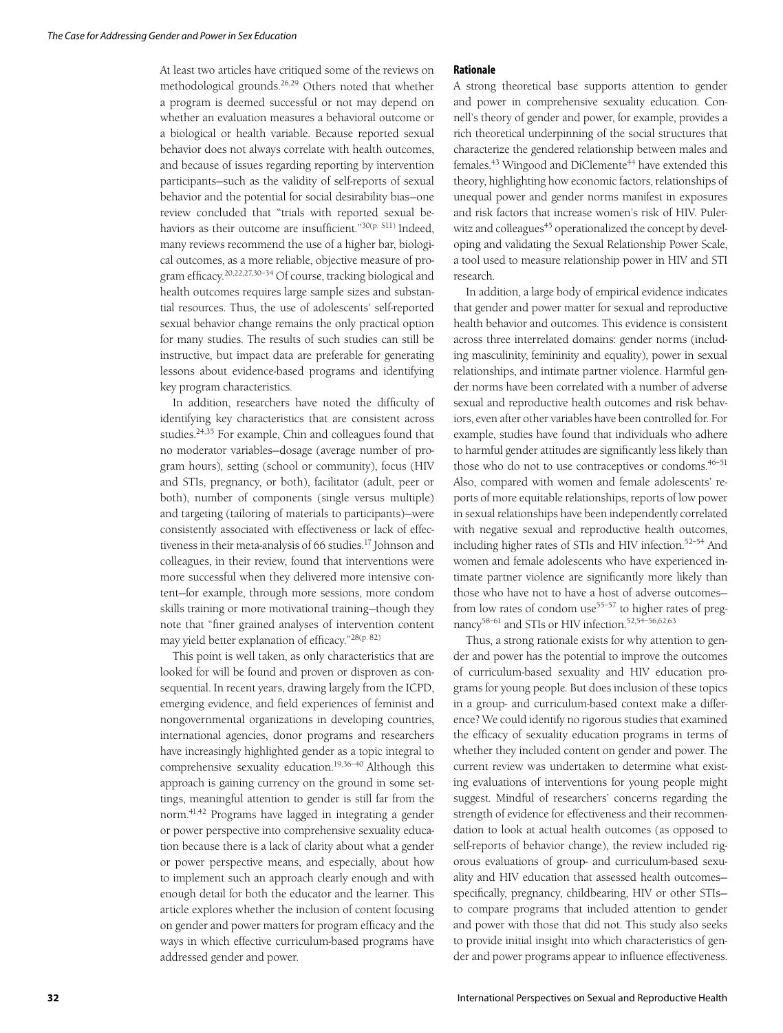At least two articles have critiqued some of the reviews on methodological grounds.[26,29] Others noted that whether a program is deemed successful or not may depend on whether an evaluation measures a behavioral outcome or a biological or health variable. Because reported sexual behavior does not always correlate with health outcomes, and because of issues regarding reporting by intervention participants—such as the validity of self-reports of sexual behavior and the potential for social desirability bias—one review concluded that "trials with reported sexual behaviors as their outcome are insufficient."[30(p. S11)] Indeed, many reviews recommend the use of a higher bar, biological outcomes, as a more reliable, objective measure of program efficacy.[20,22,27,30–34] Of course, tracking biological and health outcomes requires large sample sizes and substantial resources. Thus, the use of adolescents' self-reported sexual behavior change remains the only practical option for many studies. The results of such studies can still be instructive, but impact data are preferable for generating lessons about evidence-based programs and identifying key program characteristics.

In addition, researchers have noted the difficulty of identifying key characteristics that are consistent across studies.[24,35] For example, Chin and colleagues found that no moderator variables—dosage (average number of program hours), setting (school or community), focus (HIV and STIs, pregnancy, or both), facilitator (adult, peer or both), number of components (single versus multiple) and targeting (tailoring of materials to participants)—were consistently associated with effectiveness or lack of effectiveness in their meta-analysis of 66 studies.[17] Johnson and colleagues, in their review, found that interventions were more successful when they delivered more intensive content—for example, through more sessions, more condom skills training or more motivational training—though they note that "finer grained analyses of intervention content may yield better explanation of efficacy."[28(p. 82)]

This point is well taken, as only characteristics that are looked for will be found and proven or disproven as consequential. In recent years, drawing largely from the ICPD, emerging evidence, and field experiences of feminist and nongovernmental organizations in developing countries, international agencies, donor programs and researchers have increasingly highlighted gender as a topic integral to comprehensive sexuality education.[19,36–40] Although this approach is gaining currency on the ground in some settings, meaningful attention to gender is still far from the norm.[41,42] Programs have lagged in integrating a gender or power perspective into comprehensive sexuality education because there is a lack of clarity about what a gender or power perspective means, and especially, about how to implement such an approach clearly enough and with enough detail for both the educator and the learner. This article explores whether the inclusion of content focusing on gender and power matters for program efficacy and the ways in which effective curriculum-based programs have addressed gender and power.

## Rationale

A strong theoretical base supports attention to gender and power in comprehensive sexuality education. Connell's theory of gender and power, for example, provides a rich theoretical underpinning of the social structures that characterize the gendered relationship between males and females.[43] Wingood and DiClemente[44] have extended this theory, highlighting how economic factors, relationships of unequal power and gender norms manifest in exposures and risk factors that increase women's risk of HIV. Pulerwitz and colleagues[45] operationalized the concept by developing and validating the Sexual Relationship Power Scale, a tool used to measure relationship power in HIV and STI research.

In addition, a large body of empirical evidence indicates that gender and power matter for sexual and reproductive health behavior and outcomes. This evidence is consistent across three interrelated domains: gender norms (including masculinity, femininity and equality), power in sexual relationships, and intimate partner violence. Harmful gender norms have been correlated with a number of adverse sexual and reproductive health outcomes and risk behaviors, even after other variables have been controlled for. For example, studies have found that individuals who adhere to harmful gender attitudes are significantly less likely than those who do not to use contraceptives or condoms.[46–51] Also, compared with women and female adolescents' reports of more equitable relationships, reports of low power in sexual relationships have been independently correlated with negative sexual and reproductive health outcomes, including higher rates of STIs and HIV infection.[52–54] And women and female adolescents who have experienced intimate partner violence are significantly more likely than those who have not to have a host of adverse outcomes—from low rates of condom use[55–57] to higher rates of pregnancy[58–61] and STIs or HIV infection.[52,54–56,62,63]

Thus, a strong rationale exists for why attention to gender and power has the potential to improve the outcomes of curriculum-based sexuality and HIV education programs for young people. But does inclusion of these topics in a group- and curriculum-based context make a difference? We could identify no rigorous studies that examined the efficacy of sexuality education programs in terms of whether they included content on gender and power. The current review was undertaken to determine what existing evaluations of interventions for young people might suggest. Mindful of researchers' concerns regarding the strength of evidence for effectiveness and their recommendation to look at actual health outcomes (as opposed to self-reports of behavior change), the review included rigorous evaluations of group- and curriculum-based sexuality and HIV education that assessed health outcomes—specifically, pregnancy, childbearing, HIV or other STIs—to compare programs that included attention to gender and power with those that did not. This study also seeks to provide initial insight into which characteristics of gender and power programs appear to influence effectiveness.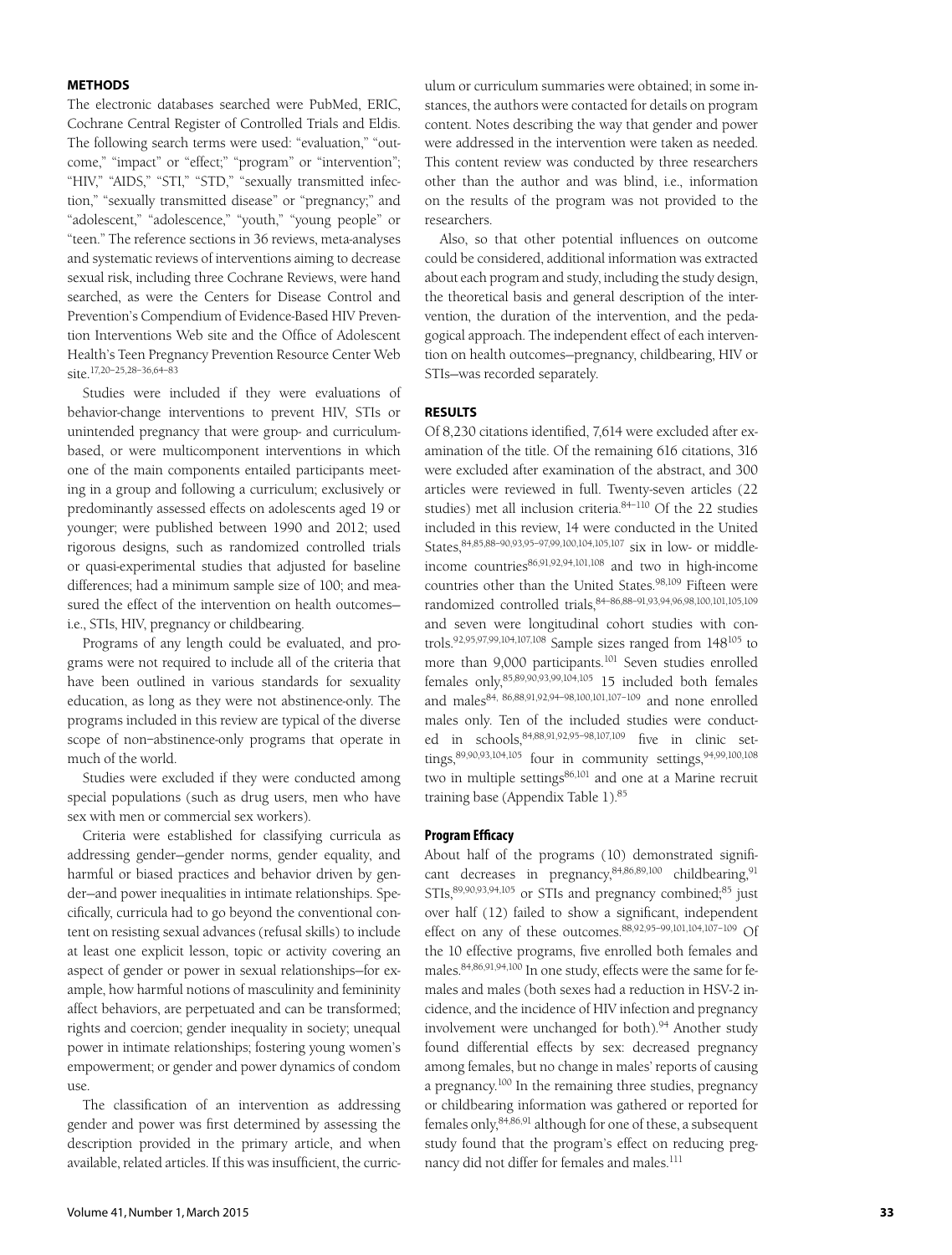## METHODS

The electronic databases searched were PubMed, ERIC, Cochrane Central Register of Controlled Trials and Eldis. The following search terms were used: "evaluation," "outcome," "impact" or "effect;" "program" or "intervention"; "HIV," "AIDS," "STI," "STD," "sexually transmitted infection," "sexually transmitted disease" or "pregnancy;" and "adolescent," "adolescence," "youth," "young people" or "teen." The reference sections in 36 reviews, meta-analyses and systematic reviews of interventions aiming to decrease sexual risk, including three Cochrane Reviews, were hand searched, as were the Centers for Disease Control and Prevention's Compendium of Evidence-Based HIV Prevention Interventions Web site and the Office of Adolescent Health's Teen Pregnancy Prevention Resource Center Web site.[17,20–25,28–36,64–83]

Studies were included if they were evaluations of behavior-change interventions to prevent HIV, STIs or unintended pregnancy that were group- and curriculum-based, or were multicomponent interventions in which one of the main components entailed participants meeting in a group and following a curriculum; exclusively or predominantly assessed effects on adolescents aged 19 or younger; were published between 1990 and 2012; used rigorous designs, such as randomized controlled trials or quasi-experimental studies that adjusted for baseline differences; had a minimum sample size of 100; and measured the effect of the intervention on health outcomes—i.e., STIs, HIV, pregnancy or childbearing.

Programs of any length could be evaluated, and programs were not required to include all of the criteria that have been outlined in various standards for sexuality education, as long as they were not abstinence-only. The programs included in this review are typical of the diverse scope of non–abstinence-only programs that operate in much of the world.

Studies were excluded if they were conducted among special populations (such as drug users, men who have sex with men or commercial sex workers).

Criteria were established for classifying curricula as addressing gender—gender norms, gender equality, and harmful or biased practices and behavior driven by gender—and power inequalities in intimate relationships. Specifically, curricula had to go beyond the conventional content on resisting sexual advances (refusal skills) to include at least one explicit lesson, topic or activity covering an aspect of gender or power in sexual relationships—for example, how harmful notions of masculinity and femininity affect behaviors, are perpetuated and can be transformed; rights and coercion; gender inequality in society; unequal power in intimate relationships; fostering young women's empowerment; or gender and power dynamics of condom use.

The classification of an intervention as addressing gender and power was first determined by assessing the description provided in the primary article, and when available, related articles. If this was insufficient, the curriculum or curriculum summaries were obtained; in some instances, the authors were contacted for details on program content. Notes describing the way that gender and power were addressed in the intervention were taken as needed. This content review was conducted by three researchers other than the author and was blind, i.e., information on the results of the program was not provided to the researchers.

Also, so that other potential influences on outcome could be considered, additional information was extracted about each program and study, including the study design, the theoretical basis and general description of the intervention, the duration of the intervention, and the pedagogical approach. The independent effect of each intervention on health outcomes—pregnancy, childbearing, HIV or STIs—was recorded separately.

## RESULTS

Of 8,230 citations identified, 7,614 were excluded after examination of the title. Of the remaining 616 citations, 316 were excluded after examination of the abstract, and 300 articles were reviewed in full. Twenty-seven articles (22 studies) met all inclusion criteria.[84–110] Of the 22 studies included in this review, 14 were conducted in the United States,[84,85,88–90,93,95–97,99,100,104,105,107] six in low- or middle-income countries[86,91,92,94,101,108] and two in high-income countries other than the United States.[98,109] Fifteen were randomized controlled trials,[84–86,88–91,93,94,96,98,100,101,105,109] and seven were longitudinal cohort studies with controls.[92,95,97,99,104,107,108] Sample sizes ranged from 148[105] to more than 9,000 participants.[101] Seven studies enrolled females only,[85,89,90,93,99,104,105] 15 included both females and males[84, 86,88,91,92,94–98,100,101,107–109] and none enrolled males only. Ten of the included studies were conducted in schools,[84,88,91,92,95–98,107,109] five in clinic settings,[89,90,93,104,105] four in community settings,[94,99,100,108] two in multiple settings[86,101] and one at a Marine recruit training base (Appendix Table 1).[85]

### Program Efficacy

About half of the programs (10) demonstrated significant decreases in pregnancy,[84,86,89,100] childbearing,[91] STIs,[89,90,93,94,105] or STIs and pregnancy combined;[85] just over half (12) failed to show a significant, independent effect on any of these outcomes.[88,92,95–99,101,104,107–109] Of the 10 effective programs, five enrolled both females and males.[84,86,91,94,100] In one study, effects were the same for females and males (both sexes had a reduction in HSV-2 incidence, and the incidence of HIV infection and pregnancy involvement were unchanged for both).[94] Another study found differential effects by sex: decreased pregnancy among females, but no change in males' reports of causing a pregnancy.[100] In the remaining three studies, pregnancy or childbearing information was gathered or reported for females only,[84,86,91] although for one of these, a subsequent study found that the program's effect on reducing pregnancy did not differ for females and males.[111]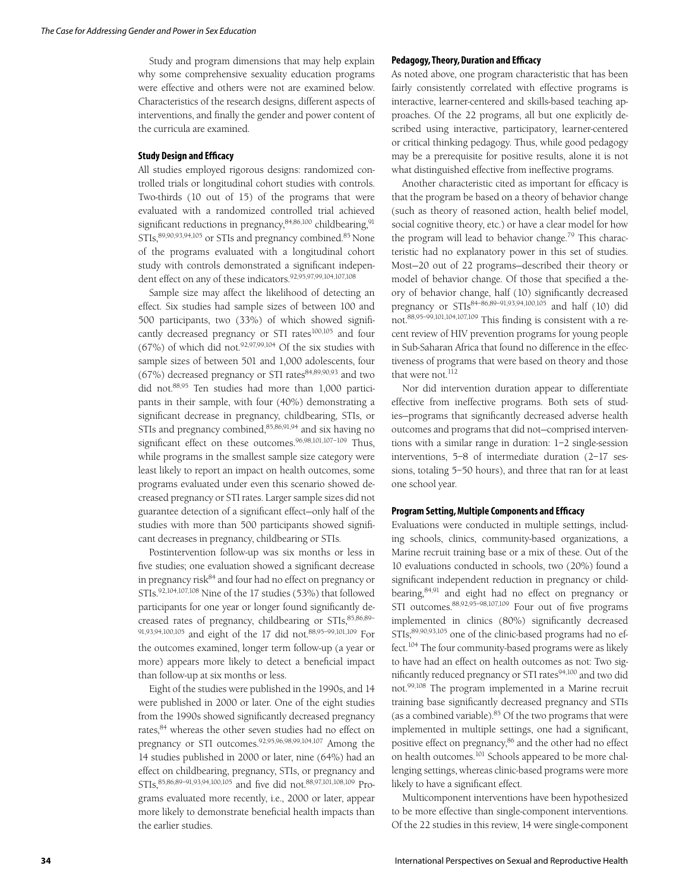Study and program dimensions that may help explain why some comprehensive sexuality education programs were effective and others were not are examined below. Characteristics of the research designs, different aspects of interventions, and finally the gender and power content of the curricula are examined.

### Study Design and Efficacy

All studies employed rigorous designs: randomized controlled trials or longitudinal cohort studies with controls. Two-thirds (10 out of 15) of the programs that were evaluated with a randomized controlled trial achieved significant reductions in pregnancy,[84,86,100] childbearing,[91] STIs,[89,90,93,94,105] or STIs and pregnancy combined.[85] None of the programs evaluated with a longitudinal cohort study with controls demonstrated a significant independent effect on any of these indicators.[92,95,97,99,104,107,108]

Sample size may affect the likelihood of detecting an effect. Six studies had sample sizes of between 100 and 500 participants, two (33%) of which showed significantly decreased pregnancy or STI rates[100,105] and four (67%) of which did not.[92,97,99,104] Of the six studies with sample sizes of between 501 and 1,000 adolescents, four (67%) decreased pregnancy or STI rates[84,89,90,93] and two did not.[88,95] Ten studies had more than 1,000 participants in their sample, with four (40%) demonstrating a significant decrease in pregnancy, childbearing, STIs, or STIs and pregnancy combined,[85,86,91,94] and six having no significant effect on these outcomes.[96,98,101,107–109] Thus, while programs in the smallest sample size category were least likely to report an impact on health outcomes, some programs evaluated under even this scenario showed decreased pregnancy or STI rates. Larger sample sizes did not guarantee detection of a significant effect—only half of the studies with more than 500 participants showed significant decreases in pregnancy, childbearing or STIs.

Postintervention follow-up was six months or less in five studies; one evaluation showed a significant decrease in pregnancy risk[84] and four had no effect on pregnancy or STIs.[92,104,107,108] Nine of the 17 studies (53%) that followed participants for one year or longer found significantly decreased rates of pregnancy, childbearing or STIs,[85,86,89–91,93,94,100,105] and eight of the 17 did not.[88,95–99,101,109] For the outcomes examined, longer term follow-up (a year or more) appears more likely to detect a beneficial impact than follow-up at six months or less.

Eight of the studies were published in the 1990s, and 14 were published in 2000 or later. One of the eight studies from the 1990s showed significantly decreased pregnancy rates,[84] whereas the other seven studies had no effect on pregnancy or STI outcomes.[92,95,96,98,99,104,107] Among the 14 studies published in 2000 or later, nine (64%) had an effect on childbearing, pregnancy, STIs, or pregnancy and STIs,[85,86,89–91,93,94,100,105] and five did not.[88,97,101,108,109] Programs evaluated more recently, i.e., 2000 or later, appear more likely to demonstrate beneficial health impacts than the earlier studies.

### Pedagogy, Theory, Duration and Efficacy

As noted above, one program characteristic that has been fairly consistently correlated with effective programs is interactive, learner-centered and skills-based teaching approaches. Of the 22 programs, all but one explicitly described using interactive, participatory, learner-centered or critical thinking pedagogy. Thus, while good pedagogy may be a prerequisite for positive results, alone it is not what distinguished effective from ineffective programs.

Another characteristic cited as important for efficacy is that the program be based on a theory of behavior change (such as theory of reasoned action, health belief model, social cognitive theory, etc.) or have a clear model for how the program will lead to behavior change.[79] This characteristic had no explanatory power in this set of studies. Most—20 out of 22 programs—described their theory or model of behavior change. Of those that specified a theory of behavior change, half (10) significantly decreased pregnancy or STIs[84–86,89–91,93,94,100,105] and half (10) did not.[88,95–99,101,104,107,109] This finding is consistent with a recent review of HIV prevention programs for young people in Sub-Saharan Africa that found no difference in the effectiveness of programs that were based on theory and those that were not.[112]

Nor did intervention duration appear to differentiate effective from ineffective programs. Both sets of studies—programs that significantly decreased adverse health outcomes and programs that did not—comprised interventions with a similar range in duration: 1–2 single-session interventions, 5–8 of intermediate duration (2–17 sessions, totaling 5–50 hours), and three that ran for at least one school year.

### Program Setting, Multiple Components and Efficacy

Evaluations were conducted in multiple settings, including schools, clinics, community-based organizations, a Marine recruit training base or a mix of these. Out of the 10 evaluations conducted in schools, two (20%) found a significant independent reduction in pregnancy or childbearing,[84,91] and eight had no effect on pregnancy or STI outcomes.[88,92,95–98,107,109] Four out of five programs implemented in clinics (80%) significantly decreased STIs;[89,90,93,105] one of the clinic-based programs had no effect.[104] The four community-based programs were as likely to have had an effect on health outcomes as not: Two significantly reduced pregnancy or STI rates[94,100] and two did not.[99,108] The program implemented in a Marine recruit training base significantly decreased pregnancy and STIs (as a combined variable).[85] Of the two programs that were implemented in multiple settings, one had a significant, positive effect on pregnancy,[86] and the other had no effect on health outcomes.[101] Schools appeared to be more challenging settings, whereas clinic-based programs were more likely to have a significant effect.

Multicomponent interventions have been hypothesized to be more effective than single-component interventions. Of the 22 studies in this review, 14 were single-component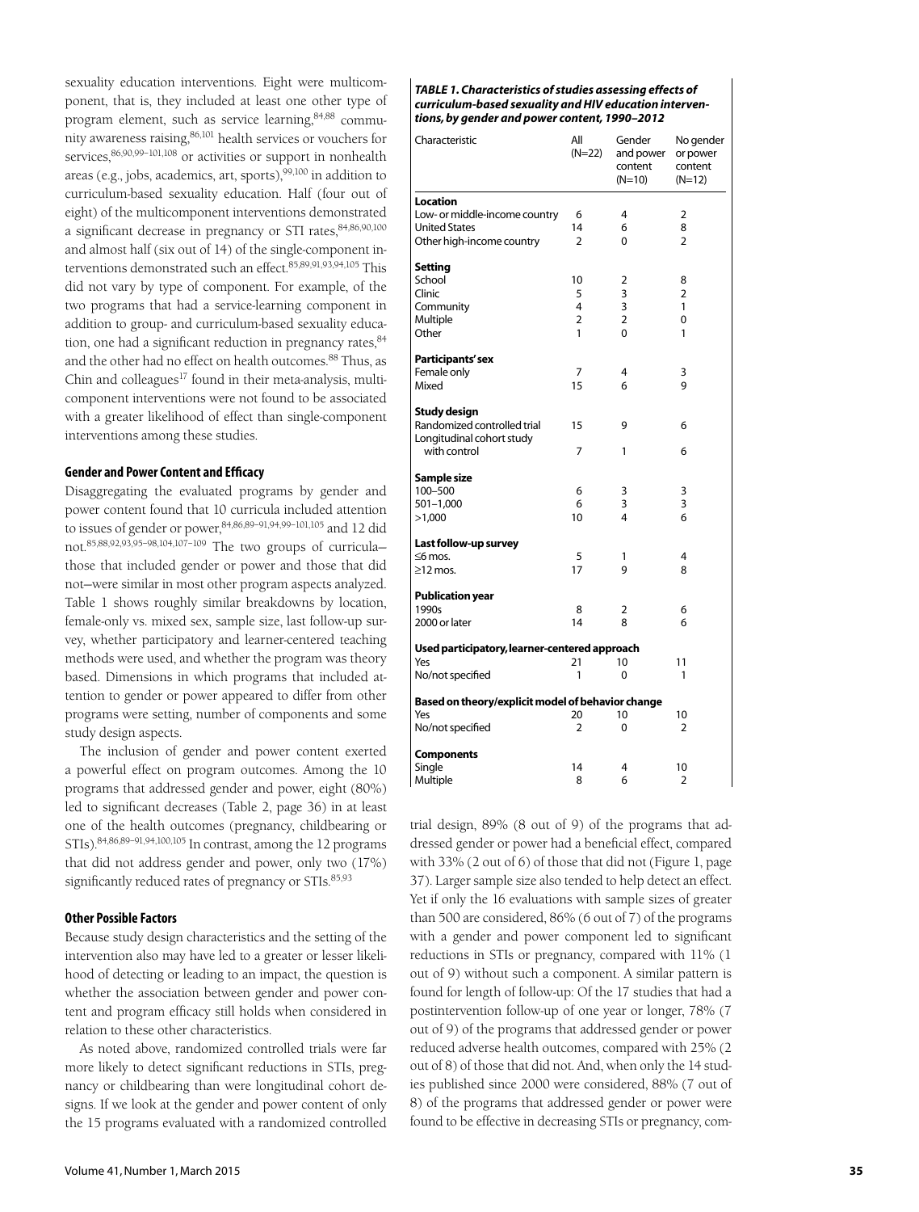sexuality education interventions. Eight were multicomponent, that is, they included at least one other type of program element, such as service learning,[84,88] community awareness raising,[86,101] health services or vouchers for services,[86,90,99–101,108] or activities or support in nonhealth areas (e.g., jobs, academics, art, sports),[99,100] in addition to curriculum-based sexuality education. Half (four out of eight) of the multicomponent interventions demonstrated a significant decrease in pregnancy or STI rates,[84,86,90,100] and almost half (six out of 14) of the single-component interventions demonstrated such an effect.[85,89,91,93,94,105] This did not vary by type of component. For example, of the two programs that had a service-learning component in addition to group- and curriculum-based sexuality education, one had a significant reduction in pregnancy rates,[84] and the other had no effect on health outcomes.[88] Thus, as Chin and colleagues[17] found in their meta-analysis, multicomponent interventions were not found to be associated with a greater likelihood of effect than single-component interventions among these studies.

### Gender and Power Content and Efficacy

Disaggregating the evaluated programs by gender and power content found that 10 curricula included attention to issues of gender or power,[84,86,89–91,94,99–101,105] and 12 did not.[85,88,92,93,95–98,104,107–109] The two groups of curricula—those that included gender or power and those that did not—were similar in most other program aspects analyzed. Table 1 shows roughly similar breakdowns by location, female-only vs. mixed sex, sample size, last follow-up survey, whether participatory and learner-centered teaching methods were used, and whether the program was theory based. Dimensions in which programs that included attention to gender or power appeared to differ from other programs were setting, number of components and some study design aspects.

The inclusion of gender and power content exerted a powerful effect on program outcomes. Among the 10 programs that addressed gender and power, eight (80%) led to significant decreases (Table 2, page 36) in at least one of the health outcomes (pregnancy, childbearing or STIs).[84,86,89–91,94,100,105] In contrast, among the 12 programs that did not address gender and power, only two (17%) significantly reduced rates of pregnancy or STIs.[85,93]

### Other Possible Factors

Because study design characteristics and the setting of the intervention also may have led to a greater or lesser likelihood of detecting or leading to an impact, the question is whether the association between gender and power content and program efficacy still holds when considered in relation to these other characteristics.

As noted above, randomized controlled trials were far more likely to detect significant reductions in STIs, pregnancy or childbearing than were longitudinal cohort designs. If we look at the gender and power content of only the 15 programs evaluated with a randomized controlled trial design, 89% (8 out of 9) of the programs that addressed gender or power had a beneficial effect, compared with 33% (2 out of 6) of those that did not (Figure 1, page 37). Larger sample size also tended to help detect an effect. Yet if only the 16 evaluations with sample sizes of greater than 500 are considered, 86% (6 out of 7) of the programs with a gender and power component led to significant reductions in STIs or pregnancy, compared with 11% (1 out of 9) without such a component. A similar pattern is found for length of follow-up: Of the 17 studies that had a postintervention follow-up of one year or longer, 78% (7 out of 9) of the programs that addressed gender or power reduced adverse health outcomes, compared with 25% (2 out of 8) of those that did not. And, when only the 14 studies published since 2000 were considered, 88% (7 out of 8) of the programs that addressed gender or power were found to be effective in decreasing STIs or pregnancy, com-

***TABLE 1. Characteristics of studies assessing effects of curriculum-based sexuality and HIV education interventions, by gender and power content, 1990–2012***

| Characteristic | All (N=22) | Gender and power content (N=10) | No gender or power content (N=12) |
|---|---|---|---|
| **Location** | | | |
| Low- or middle-income country | 6 | 4 | 2 |
| United States | 14 | 6 | 8 |
| Other high-income country | 2 | 0 | 2 |
| **Setting** | | | |
| School | 10 | 2 | 8 |
| Clinic | 5 | 3 | 2 |
| Community | 4 | 3 | 1 |
| Multiple | 2 | 2 | 0 |
| Other | 1 | 0 | 1 |
| **Participants' sex** | | | |
| Female only | 7 | 4 | 3 |
| Mixed | 15 | 6 | 9 |
| **Study design** | | | |
| Randomized controlled trial | 15 | 9 | 6 |
| Longitudinal cohort study with control | 7 | 1 | 6 |
| **Sample size** | | | |
| 100–500 | 6 | 3 | 3 |
| 501–1,000 | 6 | 3 | 3 |
| >1,000 | 10 | 4 | 6 |
| **Last follow-up survey** | | | |
| ≤6 mos. | 5 | 1 | 4 |
| ≥12 mos. | 17 | 9 | 8 |
| **Publication year** | | | |
| 1990s | 8 | 2 | 6 |
| 2000 or later | 14 | 8 | 6 |
| **Used participatory, learner-centered approach** | | | |
| Yes | 21 | 10 | 11 |
| No/not specified | 1 | 0 | 1 |
| **Based on theory/explicit model of behavior change** | | | |
| Yes | 20 | 10 | 10 |
| No/not specified | 2 | 0 | 2 |
| **Components** | | | |
| Single | 14 | 4 | 10 |
| Multiple | 8 | 6 | 2 |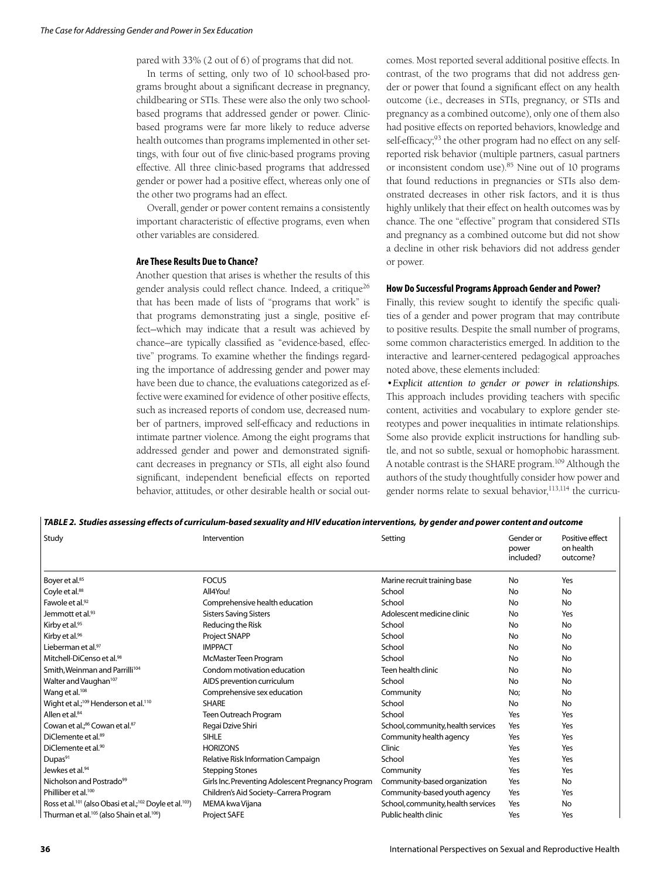pared with 33% (2 out of 6) of programs that did not.

In terms of setting, only two of 10 school-based programs brought about a significant decrease in pregnancy, childbearing or STIs. These were also the only two school-based programs that addressed gender or power. Clinic-based programs were far more likely to reduce adverse health outcomes than programs implemented in other settings, with four out of five clinic-based programs proving effective. All three clinic-based programs that addressed gender or power had a positive effect, whereas only one of the other two programs had an effect.

Overall, gender or power content remains a consistently important characteristic of effective programs, even when other variables are considered.

### Are These Results Due to Chance?

Another question that arises is whether the results of this gender analysis could reflect chance. Indeed, a critique[26] that has been made of lists of "programs that work" is that programs demonstrating just a single, positive effect—which may indicate that a result was achieved by chance—are typically classified as "evidence-based, effective" programs. To examine whether the findings regarding the importance of addressing gender and power may have been due to chance, the evaluations categorized as effective were examined for evidence of other positive effects, such as increased reports of condom use, decreased number of partners, improved self-efficacy and reductions in intimate partner violence. Among the eight programs that addressed gender and power and demonstrated significant decreases in pregnancy or STIs, all eight also found significant, independent beneficial effects on reported behavior, attitudes, or other desirable health or social outcomes. Most reported several additional positive effects. In contrast, of the two programs that did not address gender or power that found a significant effect on any health outcome (i.e., decreases in STIs, pregnancy, or STIs and pregnancy as a combined outcome), only one of them also had positive effects on reported behaviors, knowledge and self-efficacy;[93] the other program had no effect on any self-reported risk behavior (multiple partners, casual partners or inconsistent condom use).[85] Nine out of 10 programs that found reductions in pregnancies or STIs also demonstrated decreases in other risk factors, and it is thus highly unlikely that their effect on health outcomes was by chance. The one "effective" program that considered STIs and pregnancy as a combined outcome but did not show a decline in other risk behaviors did not address gender or power.

### How Do Successful Programs Approach Gender and Power?

Finally, this review sought to identify the specific qualities of a gender and power program that may contribute to positive results. Despite the small number of programs, some common characteristics emerged. In addition to the interactive and learner-centered pedagogical approaches noted above, these elements included:

• *Explicit attention to gender or power in relationships.* This approach includes providing teachers with specific content, activities and vocabulary to explore gender stereotypes and power inequalities in intimate relationships. Some also provide explicit instructions for handling subtle, and not so subtle, sexual or homophobic harassment. A notable contrast is the SHARE program.[109] Although the authors of the study thoughtfully consider how power and gender norms relate to sexual behavior,[113,114] the curricu-

***TABLE 2. Studies assessing effects of curriculum-based sexuality and HIV education interventions, by gender and power content and outcome***

| Study | Intervention | Setting | Gender or power included? | Positive effect on health outcome? |
|---|---|---|---|---|
| Boyer et al.[85] | FOCUS | Marine recruit training base | No | Yes |
| Coyle et al.[88] | All4You! | School | No | No |
| Fawole et al.[92] | Comprehensive health education | School | No | No |
| Jemmott et al.[93] | Sisters Saving Sisters | Adolescent medicine clinic | No | Yes |
| Kirby et al.[95] | Reducing the Risk | School | No | No |
| Kirby et al.[96] | Project SNAPP | School | No | No |
| Lieberman et al.[97] | IMPPACT | School | No | No |
| Mitchell-DiCenso et al.[98] | McMaster Teen Program | School | No | No |
| Smith, Weinman and Parrilli[104] | Condom motivation education | Teen health clinic | No | No |
| Walter and Vaughan[107] | AIDS prevention curriculum | School | No | No |
| Wang et al.[108] | Comprehensive sex education | Community | No; | No |
| Wight et al.;[109] Henderson et al.[110] | SHARE | School | No | No |
| Allen et al.[84] | Teen Outreach Program | School | Yes | Yes |
| Cowan et al.;[86] Cowan et al.[87] | Regai Dzive Shiri | School, community, health services | Yes | Yes |
| DiClemente et al.[89] | SIHLE | Community health agency | Yes | Yes |
| DiClemente et al.[90] | HORIZONS | Clinic | Yes | Yes |
| Dupas[91] | Relative Risk Information Campaign | School | Yes | Yes |
| Jewkes et al.[94] | Stepping Stones | Community | Yes | Yes |
| Nicholson and Postrado[99] | Girls Inc. Preventing Adolescent Pregnancy Program | Community-based organization | Yes | No |
| Philliber et al.[100] | Children's Aid Society–Carrera Program | Community-based youth agency | Yes | Yes |
| Ross et al.[101] (also Obasi et al.;[102] Doyle et al.[103]) | MEMA kwa Vijana | School, community, health services | Yes | No |
| Thurman et al.[105] (also Shain et al.[106]) | Project SAFE | Public health clinic | Yes | Yes |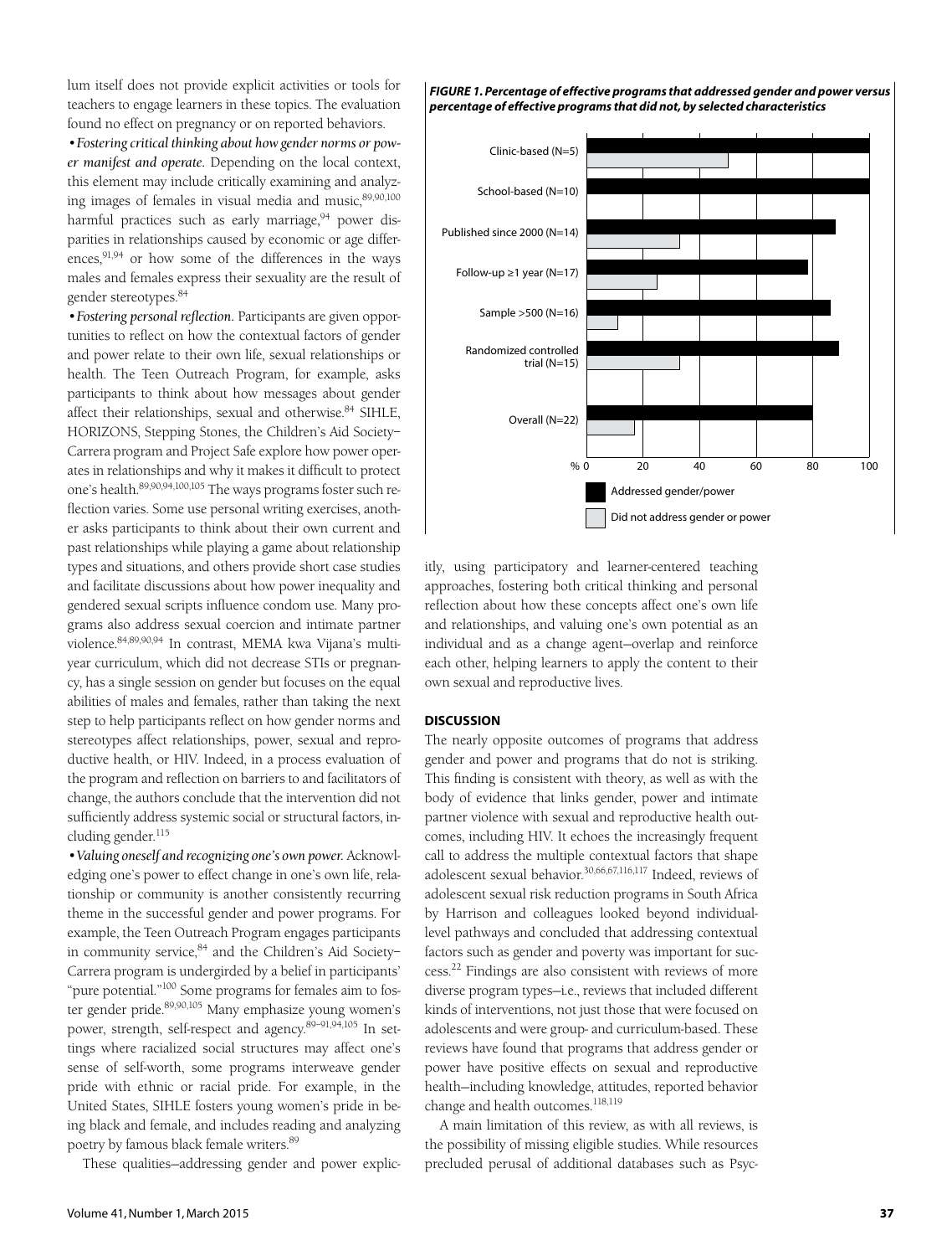lum itself does not provide explicit activities or tools for teachers to engage learners in these topics. The evaluation found no effect on pregnancy or on reported behaviors.

•*Fostering critical thinking about how gender norms or power manifest and operate.* Depending on the local context, this element may include critically examining and analyzing images of females in visual media and music,[89,90,100] harmful practices such as early marriage,[94] power disparities in relationships caused by economic or age differences,[91,94] or how some of the differences in the ways males and females express their sexuality are the result of gender stereotypes.[84]

•*Fostering personal reflection.* Participants are given opportunities to reflect on how the contextual factors of gender and power relate to their own life, sexual relationships or health. The Teen Outreach Program, for example, asks participants to think about how messages about gender affect their relationships, sexual and otherwise.[84] SIHLE, HORIZONS, Stepping Stones, the Children's Aid Society–Carrera program and Project Safe explore how power operates in relationships and why it makes it difficult to protect one's health.[89,90,94,100,105] The ways programs foster such reflection varies. Some use personal writing exercises, another asks participants to think about their own current and past relationships while playing a game about relationship types and situations, and others provide short case studies and facilitate discussions about how power inequality and gendered sexual scripts influence condom use. Many programs also address sexual coercion and intimate partner violence.[84,89,90,94] In contrast, MEMA kwa Vijana's multiyear curriculum, which did not decrease STIs or pregnancy, has a single session on gender but focuses on the equal abilities of males and females, rather than taking the next step to help participants reflect on how gender norms and stereotypes affect relationships, power, sexual and reproductive health, or HIV. Indeed, in a process evaluation of the program and reflection on barriers to and facilitators of change, the authors conclude that the intervention did not sufficiently address systemic social or structural factors, including gender.[115]

•*Valuing oneself and recognizing one's own power.* Acknowledging one's power to effect change in one's own life, relationship or community is another consistently recurring theme in the successful gender and power programs. For example, the Teen Outreach Program engages participants in community service,[84] and the Children's Aid Society–Carrera program is undergirded by a belief in participants' "pure potential."[100] Some programs for females aim to foster gender pride.[89,90,105] Many emphasize young women's power, strength, self-respect and agency.[89–91,94,105] In settings where racialized social structures may affect one's sense of self-worth, some programs interweave gender pride with ethnic or racial pride. For example, in the United States, SIHLE fosters young women's pride in being black and female, and includes reading and analyzing poetry by famous black female writers.[89]

These qualities—addressing gender and power explicitly, using participatory and learner-centered teaching approaches, fostering both critical thinking and personal reflection about how these concepts affect one's own life and relationships, and valuing one's own potential as an individual and as a change agent—overlap and reinforce each other, helping learners to apply the content to their own sexual and reproductive lives.

***FIGURE 1. Percentage of effective programs that addressed gender and power versus percentage of effective programs that did not, by selected characteristics***

Clinic-based (N=5)
School-based (N=10)
Published since 2000 (N=14)
Follow-up ≥1 year (N=17)
Sample >500 (N=16)
Randomized controlled trial (N=15)
Overall (N=22)
% 0 20 40 60 80 100
Addressed gender/power
Did not address gender or power

## DISCUSSION

The nearly opposite outcomes of programs that address gender and power and programs that do not is striking. This finding is consistent with theory, as well as with the body of evidence that links gender, power and intimate partner violence with sexual and reproductive health outcomes, including HIV. It echoes the increasingly frequent call to address the multiple contextual factors that shape adolescent sexual behavior.[30,66,67,116,117] Indeed, reviews of adolescent sexual risk reduction programs in South Africa by Harrison and colleagues looked beyond individual-level pathways and concluded that addressing contextual factors such as gender and poverty was important for success.[22] Findings are also consistent with reviews of more diverse program types—i.e., reviews that included different kinds of interventions, not just those that were focused on adolescents and were group- and curriculum-based. These reviews have found that programs that address gender or power have positive effects on sexual and reproductive health—including knowledge, attitudes, reported behavior change and health outcomes.[118,119]

A main limitation of this review, as with all reviews, is the possibility of missing eligible studies. While resources precluded perusal of additional databases such as Psyc-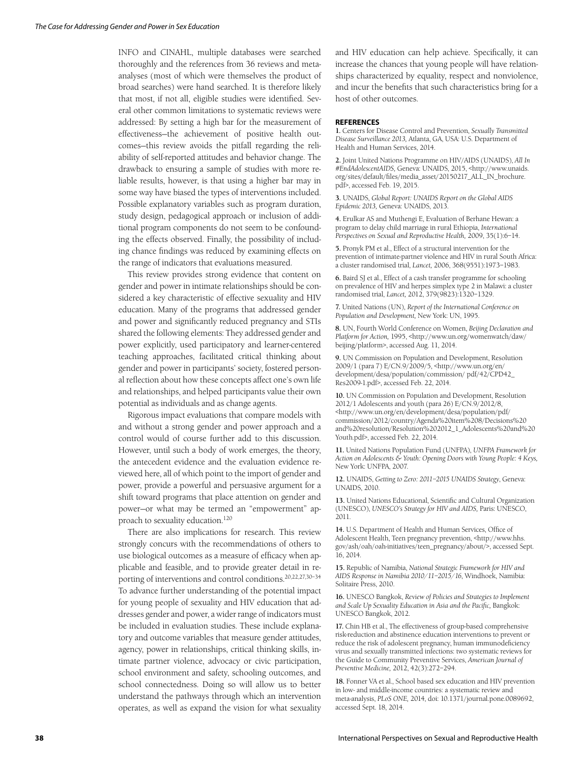INFO and CINAHL, multiple databases were searched thoroughly and the references from 36 reviews and meta-analyses (most of which were themselves the product of broad searches) were hand searched. It is therefore likely that most, if not all, eligible studies were identified. Several other common limitations to systematic reviews were addressed: By setting a high bar for the measurement of effectiveness—the achievement of positive health outcomes—this review avoids the pitfall regarding the reliability of self-reported attitudes and behavior change. The drawback to ensuring a sample of studies with more reliable results, however, is that using a higher bar may in some way have biased the types of interventions included. Possible explanatory variables such as program duration, study design, pedagogical approach or inclusion of additional program components do not seem to be confounding the effects observed. Finally, the possibility of including chance findings was reduced by examining effects on the range of indicators that evaluations measured.

This review provides strong evidence that content on gender and power in intimate relationships should be considered a key characteristic of effective sexuality and HIV education. Many of the programs that addressed gender and power and significantly reduced pregnancy and STIs shared the following elements: They addressed gender and power explicitly, used participatory and learner-centered teaching approaches, facilitated critical thinking about gender and power in participants' society, fostered personal reflection about how these concepts affect one's own life and relationships, and helped participants value their own potential as individuals and as change agents.

Rigorous impact evaluations that compare models with and without a strong gender and power approach and a control would of course further add to this discussion. However, until such a body of work emerges, the theory, the antecedent evidence and the evaluation evidence reviewed here, all of which point to the import of gender and power, provide a powerful and persuasive argument for a shift toward programs that place attention on gender and power—or what may be termed an "empowerment" approach to sexuality education.[120]

There are also implications for research. This review strongly concurs with the recommendations of others to use biological outcomes as a measure of efficacy when applicable and feasible, and to provide greater detail in reporting of interventions and control conditions.[20,22,27,30–34] To advance further understanding of the potential impact for young people of sexuality and HIV education that addresses gender and power, a wider range of indicators must be included in evaluation studies. These include explanatory and outcome variables that measure gender attitudes, agency, power in relationships, critical thinking skills, intimate partner violence, advocacy or civic participation, school environment and safety, schooling outcomes, and school connectedness. Doing so will allow us to better understand the pathways through which an intervention operates, as well as expand the vision for what sexuality and HIV education can help achieve. Specifically, it can increase the chances that young people will have relationships characterized by equality, respect and nonviolence, and incur the benefits that such characteristics bring for a host of other outcomes.

## REFERENCES

**1.** Centers for Disease Control and Prevention, *Sexually Transmitted Disease Surveillance 2013,* Atlanta, GA, USA: U.S. Department of Health and Human Services, 2014.

**2.** Joint United Nations Programme on HIV/AIDS (UNAIDS), *All In #EndAdolescentAIDS,* Geneva: UNAIDS, 2015, <http://www.unaids.org/sites/default/files/media_asset/20150217_ALL_IN_brochure.pdf>, accessed Feb. 19, 2015.

**3.** UNAIDS, *Global Report: UNAIDS Report on the Global AIDS Epidemic 2013,* Geneva: UNAIDS, 2013.

**4.** Erulkar AS and Muthengi E, Evaluation of Berhane Hewan: a program to delay child marriage in rural Ethiopia, *International Perspectives on Sexual and Reproductive Health,* 2009, 35(1):6–14.

**5.** Pronyk PM et al., Effect of a structural intervention for the prevention of intimate-partner violence and HIV in rural South Africa: a cluster randomised trial, *Lancet,* 2006, 368(9551):1973–1983.

**6.** Baird SJ et al., Effect of a cash transfer programme for schooling on prevalence of HIV and herpes simplex type 2 in Malawi: a cluster randomised trial, *Lancet,* 2012, 379(9823):1320–1329.

**7.** United Nations (UN), *Report of the International Conference on Population and Development,* New York: UN, 1995.

**8.** UN, Fourth World Conference on Women, *Beijing Declaration and Platform for Action,* 1995, <http://www.un.org/womenwatch/daw/beijing/platform>, accessed Aug. 11, 2014.

**9.** UN Commission on Population and Development, Resolution 2009/1 (para 7) E/CN.9/2009/5, <http://www.un.org/en/development/desa/population/commission/ pdf/42/CPD42_Res2009-1.pdf>, accessed Feb. 22, 2014.

**10.** UN Commission on Population and Development, Resolution 2012/1 Adolescents and youth (para 26) E/CN.9/2012/8, <http://www.un.org/en/development/desa/population/pdf/commission/2012/country/Agenda%20item%208/Decisions%20and%20resolution/Resolution%202012_1_Adolescents%20and%20Youth.pdf>, accessed Feb. 22, 2014.

**11.** United Nations Population Fund (UNFPA), *UNFPA Framework for Action on Adolescents & Youth: Opening Doors with Young People: 4 Keys,* New York: UNFPA, 2007.

**12.** UNAIDS, *Getting to Zero: 2011–2015 UNAIDS Strategy*, Geneva: UNAIDS, 2010.

**13.** United Nations Educational, Scientific and Cultural Organization (UNESCO), *UNESCO's Strategy for HIV and AIDS,* Paris: UNESCO, 2011.

**14.** U.S. Department of Health and Human Services, Office of Adolescent Health, Teen pregnancy prevention, <http://www.hhs.gov/ash/oah/oah-initiatives/teen_pregnancy/about/>, accessed Sept. 16, 2014.

**15.** Republic of Namibia, *National Strategic Framework for HIV and AIDS Response in Namibia 2010/11–2015/16,* Windhoek, Namibia: Solitaire Press, 2010.

**16.** UNESCO Bangkok, *Review of Policies and Strategies to Implement and Scale Up Sexuality Education in Asia and the Pacific,* Bangkok: UNESCO Bangkok, 2012.

**17.** Chin HB et al., The effectiveness of group-based comprehensive risk-reduction and abstinence education interventions to prevent or reduce the risk of adolescent pregnancy, human immunodeficiency virus and sexually transmitted infections: two systematic reviews for the Guide to Community Preventive Services, *American Journal of Preventive Medicine,* 2012, 42(3):272–294.

**18.** Fonner VA et al., School based sex education and HIV prevention in low- and middle-income countries: a systematic review and meta-analysis, *PLoS ONE,* 2014, doi: 10.1371/journal.pone.0089692, accessed Sept. 18, 2014.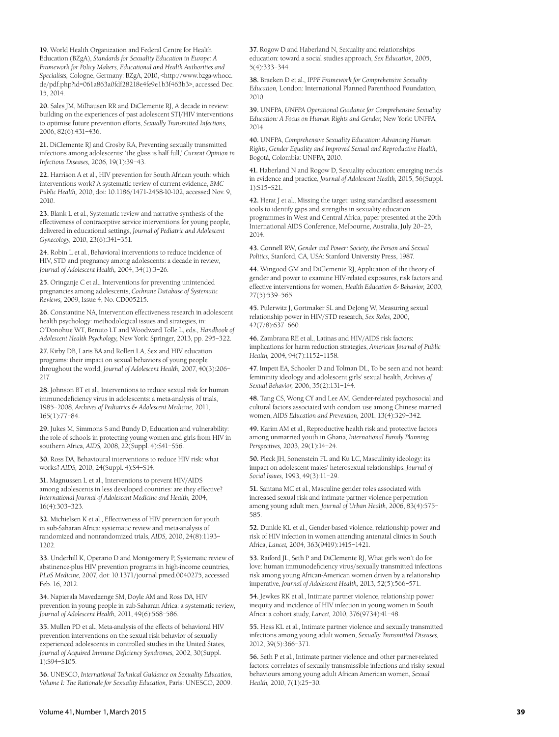**19.** World Health Organization and Federal Centre for Health Education (BZgA), *Standards for Sexuality Education in Europe: A Framework for Policy Makers, Educational and Health Authorities and Specialists,* Cologne, Germany: BZgA, 2010, <http://www.bzga-whocc.de/pdf.php?id=061a863a0fdf28218e4fe9e1b3f463b3>, accessed Dec. 15, 2014.

**20.** Sales JM, Milhausen RR and DiClemente RJ, A decade in review: building on the experiences of past adolescent STI/HIV interventions to optimise future prevention efforts, *Sexually Transmitted Infections,* 2006, 82(6):431–436.

**21.** DiClemente RJ and Crosby RA, Preventing sexually transmitted infections among adolescents: 'the glass is half full,' *Current Opinion in Infectious Diseases,* 2006, 19(1):39–43.

**22.** Harrison A et al., HIV prevention for South African youth: which interventions work? A systematic review of current evidence, *BMC Public Health,* 2010, doi: 10.1186/1471-2458-10-102, accessed Nov. 9, 2010.

**23.** Blank L et al., Systematic review and narrative synthesis of the effectiveness of contraceptive service interventions for young people, delivered in educational settings, *Journal of Pediatric and Adolescent Gynecology,* 2010, 23(6):341–351.

**24.** Robin L et al., Behavioral interventions to reduce incidence of HIV, STD and pregnancy among adolescents: a decade in review, *Journal of Adolescent Health,* 2004, 34(1):3–26.

**25.** Oringanje C et al., Interventions for preventing unintended pregnancies among adolescents, *Cochrane Database of Systematic Reviews,* 2009, Issue 4, No. CD005215.

**26.** Constantine NA, Intervention effectiveness research in adolescent health psychology: methodological issues and strategies, in: O'Donohue WT, Benuto LT and Woodward Tolle L, eds., *Handbook of Adolescent Health Psychology,* New York: Springer, 2013, pp. 295–322.

**27.** Kirby DB, Laris BA and Rolleri LA, Sex and HIV education programs: their impact on sexual behaviors of young people throughout the world, *Journal of Adolescent Health,* 2007, 40(3):206–217.

**28.** Johnson BT et al., Interventions to reduce sexual risk for human immunodeficiency virus in adolescents: a meta-analysis of trials, 1985–2008, *Archives of Pediatrics & Adolescent Medicine,* 2011, 165(1):77–84.

**29.** Jukes M, Simmons S and Bundy D, Education and vulnerability: the role of schools in protecting young women and girls from HIV in southern Africa, *AIDS,* 2008, 22(Suppl. 4):S41–S56.

**30.** Ross DA, Behavioural interventions to reduce HIV risk: what works? *AIDS,* 2010, 24(Suppl. 4):S4–S14.

**31.** Magnussen L et al., Interventions to prevent HIV/AIDS among adolescents in less developed countries: are they effective? *International Journal of Adolescent Medicine and Health,* 2004, 16(4):303–323.

**32.** Michielsen K et al., Effectiveness of HIV prevention for youth in sub-Saharan Africa: systematic review and meta-analysis of randomized and nonrandomized trials, *AIDS,* 2010, 24(8):1193–1202.

**33.** Underhill K, Operario D and Montgomery P, Systematic review of abstinence-plus HIV prevention programs in high-income countries, *PLoS Medicine,* 2007, doi: 10.1371/journal.pmed.0040275, accessed Feb. 16, 2012.

**34.** Napierala Mavedzenge SM, Doyle AM and Ross DA, HIV prevention in young people in sub-Saharan Africa: a systematic review, *Journal of Adolescent Health,* 2011, 49(6):568–586.

**35.** Mullen PD et al., Meta-analysis of the effects of behavioral HIV prevention interventions on the sexual risk behavior of sexually experienced adolescents in controlled studies in the United States, *Journal of Acquired Immune Deficiency Syndromes,* 2002, 30(Suppl. 1):S94–S105.

**36.** UNESCO, *International Technical Guidance on Sexuality Education, Volume I: The Rationale for Sexuality Education,* Paris: UNESCO, 2009.

**37.** Rogow D and Haberland N, Sexuality and relationships education: toward a social studies approach, *Sex Education,* 2005, 5(4):333–344.

**38.** Braeken D et al., *IPPF Framework for Comprehensive Sexuality Education,* London: International Planned Parenthood Foundation, 2010.

**39.** UNFPA, *UNFPA Operational Guidance for Comprehensive Sexuality Education: A Focus on Human Rights and Gender,* New York: UNFPA, 2014.

**40.** UNFPA, *Comprehensive Sexuality Education: Advancing Human Rights, Gender Equality and Improved Sexual and Reproductive Health,* Bogotá, Colombia: UNFPA, 2010.

**41.** Haberland N and Rogow D, Sexuality education: emerging trends in evidence and practice, *Journal of Adolescent Health,* 2015, 56(Suppl. 1):S15–S21.

**42.** Herat J et al., Missing the target: using standardised assessment tools to identify gaps and strengths in sexuality education programmes in West and Central Africa, paper presented at the 20th International AIDS Conference, Melbourne, Australia, July 20–25, 2014.

**43.** Connell RW, *Gender and Power: Society, the Person and Sexual Politics,* Stanford, CA, USA: Stanford University Press, 1987.

**44.** Wingood GM and DiClemente RJ, Application of the theory of gender and power to examine HIV-related exposures, risk factors and effective interventions for women, *Health Education & Behavior,* 2000, 27(5):539–565.

**45.** Pulerwitz J, Gortmaker SL and DeJong W, Measuring sexual relationship power in HIV/STD research, *Sex Roles,* 2000, 42(7/8):637–660.

**46.** Zambrana RE et al., Latinas and HIV/AIDS risk factors: implications for harm reduction strategies, *American Journal of Public Health,* 2004, 94(7):1152–1158.

**47.** Impett EA, Schooler D and Tolman DL, To be seen and not heard: femininity ideology and adolescent girls' sexual health, *Archives of Sexual Behavior,* 2006, 35(2):131–144.

**48.** Tang CS, Wong CY and Lee AM, Gender-related psychosocial and cultural factors associated with condom use among Chinese married women, *AIDS Education and Prevention,* 2001, 13(4):329–342.

**49.** Karim AM et al., Reproductive health risk and protective factors among unmarried youth in Ghana, *International Family Planning Perspectives,* 2003, 29(1):14–24.

**50.** Pleck JH, Sonenstein FL and Ku LC, Masculinity ideology: its impact on adolescent males' heterosexual relationships, *Journal of Social Issues,* 1993, 49(3):11–29.

**51.** Santana MC et al., Masculine gender roles associated with increased sexual risk and intimate partner violence perpetration among young adult men, *Journal of Urban Health,* 2006, 83(4):575–585.

**52.** Dunkle KL et al., Gender-based violence, relationship power and risk of HIV infection in women attending antenatal clinics in South Africa, *Lancet,* 2004, 363(9419):1415–1421.

**53.** Raiford JL, Seth P and DiClemente RJ, What girls won't do for love: human immunodeficiency virus/sexually transmitted infections risk among young African-American women driven by a relationship imperative, *Journal of Adolescent Health,* 2013, 52(5):566–571.

**54.** Jewkes RK et al., Intimate partner violence, relationship power inequity and incidence of HIV infection in young women in South Africa: a cohort study, *Lancet,* 2010, 376(9734):41–48.

**55.** Hess KL et al., Intimate partner violence and sexually transmitted infections among young adult women, *Sexually Transmitted Diseases,* 2012, 39(5):366–371.

**56.** Seth P et al., Intimate partner violence and other partner-related factors: correlates of sexually transmissible infections and risky sexual behaviours among young adult African American women, *Sexual Health,* 2010, 7(1):25–30.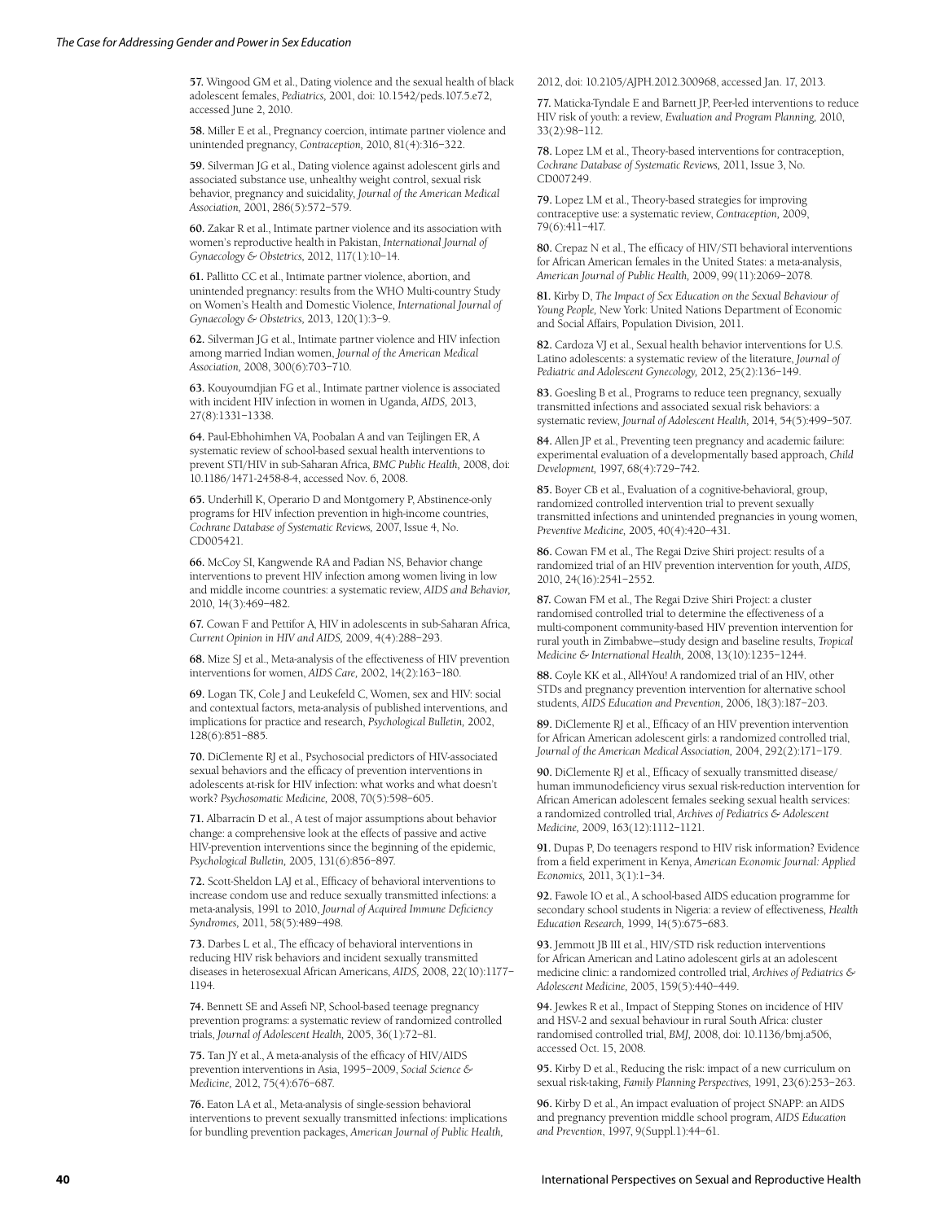**57.** Wingood GM et al., Dating violence and the sexual health of black adolescent females, *Pediatrics,* 2001, doi: 10.1542/peds.107.5.e72, accessed June 2, 2010.

**58.** Miller E et al., Pregnancy coercion, intimate partner violence and unintended pregnancy, *Contraception,* 2010, 81(4):316–322.

**59.** Silverman JG et al., Dating violence against adolescent girls and associated substance use, unhealthy weight control, sexual risk behavior, pregnancy and suicidality, *Journal of the American Medical Association,* 2001, 286(5):572–579.

**60.** Zakar R et al., Intimate partner violence and its association with women's reproductive health in Pakistan, *International Journal of Gynaecology & Obstetrics,* 2012, 117(1):10–14.

**61.** Pallitto CC et al., Intimate partner violence, abortion, and unintended pregnancy: results from the WHO Multi-country Study on Women's Health and Domestic Violence, *International Journal of Gynaecology & Obstetrics,* 2013, 120(1):3–9.

**62.** Silverman JG et al., Intimate partner violence and HIV infection among married Indian women, *Journal of the American Medical Association,* 2008, 300(6):703–710.

**63.** Kouyoumdjian FG et al., Intimate partner violence is associated with incident HIV infection in women in Uganda, *AIDS,* 2013, 27(8):1331–1338.

**64.** Paul-Ebhohimhen VA, Poobalan A and van Teijlingen ER, A systematic review of school-based sexual health interventions to prevent STI/HIV in sub-Saharan Africa, *BMC Public Health,* 2008, doi: 10.1186/1471-2458-8-4, accessed Nov. 6, 2008.

**65.** Underhill K, Operario D and Montgomery P, Abstinence-only programs for HIV infection prevention in high-income countries, *Cochrane Database of Systematic Reviews,* 2007, Issue 4, No. CD005421.

**66.** McCoy SI, Kangwende RA and Padian NS, Behavior change interventions to prevent HIV infection among women living in low and middle income countries: a systematic review, *AIDS and Behavior,* 2010, 14(3):469–482.

**67.** Cowan F and Pettifor A, HIV in adolescents in sub-Saharan Africa, *Current Opinion in HIV and AIDS,* 2009, 4(4):288–293.

**68.** Mize SJ et al., Meta-analysis of the effectiveness of HIV prevention interventions for women, *AIDS Care,* 2002, 14(2):163–180.

**69.** Logan TK, Cole J and Leukefeld C, Women, sex and HIV: social and contextual factors, meta-analysis of published interventions, and implications for practice and research, *Psychological Bulletin,* 2002, 128(6):851–885.

**70.** DiClemente RJ et al., Psychosocial predictors of HIV-associated sexual behaviors and the efficacy of prevention interventions in adolescents at-risk for HIV infection: what works and what doesn't work? *Psychosomatic Medicine,* 2008, 70(5):598–605.

**71.** Albarracín D et al., A test of major assumptions about behavior change: a comprehensive look at the effects of passive and active HIV-prevention interventions since the beginning of the epidemic, *Psychological Bulletin,* 2005, 131(6):856–897.

**72.** Scott-Sheldon LAJ et al., Efficacy of behavioral interventions to increase condom use and reduce sexually transmitted infections: a meta-analysis, 1991 to 2010, *Journal of Acquired Immune Deficiency Syndromes,* 2011, 58(5):489–498.

**73.** Darbes L et al., The efficacy of behavioral interventions in reducing HIV risk behaviors and incident sexually transmitted diseases in heterosexual African Americans, *AIDS,* 2008, 22(10):1177–1194.

**74.** Bennett SE and Assefi NP, School-based teenage pregnancy prevention programs: a systematic review of randomized controlled trials, *Journal of Adolescent Health,* 2005, 36(1):72–81.

**75.** Tan JY et al., A meta-analysis of the efficacy of HIV/AIDS prevention interventions in Asia, 1995–2009, *Social Science & Medicine,* 2012, 75(4):676–687.

**76.** Eaton LA et al., Meta-analysis of single-session behavioral interventions to prevent sexually transmitted infections: implications for bundling prevention packages, *American Journal of Public Health,* 2012, doi: 10.2105/AJPH.2012.300968, accessed Jan. 17, 2013.

**77.** Maticka-Tyndale E and Barnett JP, Peer-led interventions to reduce HIV risk of youth: a review, *Evaluation and Program Planning,* 2010, 33(2):98–112.

**78.** Lopez LM et al., Theory-based interventions for contraception, *Cochrane Database of Systematic Reviews,* 2011, Issue 3, No. CD007249.

**79.** Lopez LM et al., Theory-based strategies for improving contraceptive use: a systematic review, *Contraception,* 2009, 79(6):411–417.

**80.** Crepaz N et al., The efficacy of HIV/STI behavioral interventions for African American females in the United States: a meta-analysis, *American Journal of Public Health,* 2009, 99(11):2069–2078.

**81.** Kirby D, *The Impact of Sex Education on the Sexual Behaviour of Young People,* New York: United Nations Department of Economic and Social Affairs, Population Division, 2011.

**82.** Cardoza VJ et al., Sexual health behavior interventions for U.S. Latino adolescents: a systematic review of the literature, *Journal of Pediatric and Adolescent Gynecology,* 2012, 25(2):136–149.

**83.** Goesling B et al., Programs to reduce teen pregnancy, sexually transmitted infections and associated sexual risk behaviors: a systematic review, *Journal of Adolescent Health,* 2014, 54(5):499–507.

**84.** Allen JP et al., Preventing teen pregnancy and academic failure: experimental evaluation of a developmentally based approach, *Child Development,* 1997, 68(4):729–742.

**85.** Boyer CB et al., Evaluation of a cognitive-behavioral, group, randomized controlled intervention trial to prevent sexually transmitted infections and unintended pregnancies in young women, *Preventive Medicine,* 2005, 40(4):420–431.

**86.** Cowan FM et al., The Regai Dzive Shiri project: results of a randomized trial of an HIV prevention intervention for youth, *AIDS,* 2010, 24(16):2541–2552.

**87.** Cowan FM et al., The Regai Dzive Shiri Project: a cluster randomised controlled trial to determine the effectiveness of a multi-component community-based HIV prevention intervention for rural youth in Zimbabwe—study design and baseline results, *Tropical Medicine & International Health,* 2008, 13(10):1235–1244.

**88.** Coyle KK et al., All4You! A randomized trial of an HIV, other STDs and pregnancy prevention intervention for alternative school students, *AIDS Education and Prevention,* 2006, 18(3):187–203.

**89.** DiClemente RJ et al., Efficacy of an HIV prevention intervention for African American adolescent girls: a randomized controlled trial, *Journal of the American Medical Association,* 2004, 292(2):171–179.

**90.** DiClemente RJ et al., Efficacy of sexually transmitted disease/human immunodeficiency virus sexual risk-reduction intervention for African American adolescent females seeking sexual health services: a randomized controlled trial, *Archives of Pediatrics & Adolescent Medicine,* 2009, 163(12):1112–1121.

**91.** Dupas P, Do teenagers respond to HIV risk information? Evidence from a field experiment in Kenya, *American Economic Journal: Applied Economics,* 2011, 3(1):1–34.

**92.** Fawole IO et al., A school-based AIDS education programme for secondary school students in Nigeria: a review of effectiveness, *Health Education Research,* 1999, 14(5):675–683.

**93.** Jemmott JB III et al., HIV/STD risk reduction interventions for African American and Latino adolescent girls at an adolescent medicine clinic: a randomized controlled trial, *Archives of Pediatrics & Adolescent Medicine,* 2005, 159(5):440–449.

**94.** Jewkes R et al., Impact of Stepping Stones on incidence of HIV and HSV-2 and sexual behaviour in rural South Africa: cluster randomised controlled trial, *BMJ,* 2008, doi: 10.1136/bmj.a506, accessed Oct. 15, 2008.

**95.** Kirby D et al., Reducing the risk: impact of a new curriculum on sexual risk-taking, *Family Planning Perspectives,* 1991, 23(6):253–263.

**96.** Kirby D et al., An impact evaluation of project SNAPP: an AIDS and pregnancy prevention middle school program, *AIDS Education and Prevention,* 1997, 9(Suppl.1):44–61.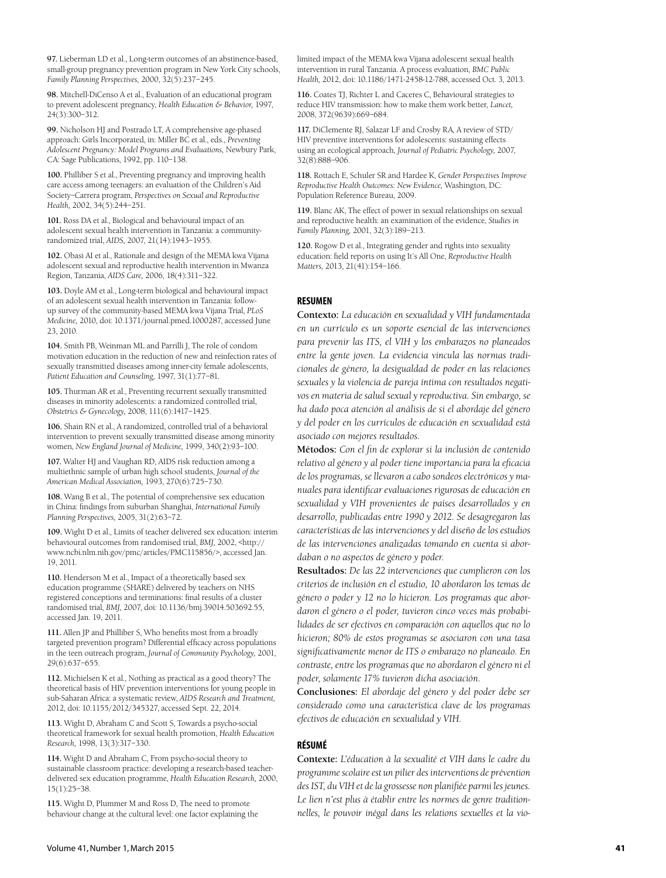**97.** Lieberman LD et al., Long-term outcomes of an abstinence-based, small-group pregnancy prevention program in New York City schools, *Family Planning Perspectives,* 2000, 32(5):237–245.

**98.** Mitchell-DiCenso A et al., Evaluation of an educational program to prevent adolescent pregnancy, *Health Education & Behavior,* 1997, 24(3):300–312.

**99.** Nicholson HJ and Postrado LT, A comprehensive age-phased approach: Girls Incorporated, in: Miller BC et al., eds., *Preventing Adolescent Pregnancy: Model Programs and Evaluations,* Newbury Park, CA: Sage Publications, 1992, pp. 110–138.

**100.** Philliber S et al., Preventing pregnancy and improving health care access among teenagers: an evaluation of the Children's Aid Society–Carrera program, *Perspectives on Sexual and Reproductive Health,* 2002, 34(5):244–251.

**101.** Ross DA et al., Biological and behavioural impact of an adolescent sexual health intervention in Tanzania: a community-randomized trial, *AIDS,* 2007, 21(14):1943–1955.

**102.** Obasi AI et al., Rationale and design of the MEMA kwa Vijana adolescent sexual and reproductive health intervention in Mwanza Region, Tanzania, *AIDS Care,* 2006, 18(4):311–322.

**103.** Doyle AM et al., Long-term biological and behavioural impact of an adolescent sexual health intervention in Tanzania: follow-up survey of the community-based MEMA kwa Vijana Trial, *PLoS Medicine,* 2010, doi: 10.1371/journal.pmed.1000287, accessed June 23, 2010.

**104.** Smith PB, Weinman ML and Parrilli J, The role of condom motivation education in the reduction of new and reinfection rates of sexually transmitted diseases among inner-city female adolescents, *Patient Education and Counseling,* 1997, 31(1):77–81.

**105.** Thurman AR et al., Preventing recurrent sexually transmitted diseases in minority adolescents: a randomized controlled trial, *Obstetrics & Gynecology,* 2008, 111(6):1417–1425.

**106.** Shain RN et al., A randomized, controlled trial of a behavioral intervention to prevent sexually transmitted disease among minority women, *New England Journal of Medicine,* 1999, 340(2):93–100.

**107.** Walter HJ and Vaughan RD, AIDS risk reduction among a multiethnic sample of urban high school students, *Journal of the American Medical Association,* 1993, 270(6):725–730.

**108.** Wang B et al., The potential of comprehensive sex education in China: findings from suburban Shanghai, *International Family Planning Perspectives,* 2005, 31(2):63–72.

**109.** Wight D et al., Limits of teacher delivered sex education: interim behavioural outcomes from randomised trial, *BMJ,* 2002, <http://www.ncbi.nlm.nih.gov/pmc/articles/PMC115856/>, accessed Jan. 19, 2011.

**110.** Henderson M et al., Impact of a theoretically based sex education programme (SHARE) delivered by teachers on NHS registered conceptions and terminations: final results of a cluster randomised trial, *BMJ,* 2007, doi: 10.1136/bmj.39014.503692.55, accessed Jan. 19, 2011.

**111.** Allen JP and Philliber S, Who benefits most from a broadly targeted prevention program? Differential efficacy across populations in the teen outreach program, *Journal of Community Psychology,* 2001, 29(6):637–655.

**112.** Michielsen K et al., Nothing as practical as a good theory? The theoretical basis of HIV prevention interventions for young people in sub-Saharan Africa: a systematic review, *AIDS Research and Treatment,* 2012, doi: 10.1155/2012/345327, accessed Sept. 22, 2014.

**113.** Wight D, Abraham C and Scott S, Towards a psycho-social theoretical framework for sexual health promotion, *Health Education Research,* 1998, 13(3):317–330.

**114.** Wight D and Abraham C, From psycho-social theory to sustainable classroom practice: developing a research-based teacher-delivered sex education programme, *Health Education Research,* 2000, 15(1):25–38.

**115.** Wight D, Plummer M and Ross D, The need to promote behaviour change at the cultural level: one factor explaining the limited impact of the MEMA kwa Vijana adolescent sexual health intervention in rural Tanzania. A process evaluation, *BMC Public Health,* 2012, doi: 10.1186/1471-2458-12-788, accessed Oct. 3, 2013.

**116.** Coates TJ, Richter L and Caceres C, Behavioural strategies to reduce HIV transmission: how to make them work better, *Lancet,* 2008, 372(9639):669–684.

**117.** DiClemente RJ, Salazar LF and Crosby RA, A review of STD/HIV preventive interventions for adolescents: sustaining effects using an ecological approach, *Journal of Pediatric Psychology,* 2007, 32(8):888–906.

**118.** Rottach E, Schuler SR and Hardee K, *Gender Perspectives Improve Reproductive Health Outcomes: New Evidence,* Washington, DC: Population Reference Bureau, 2009.

**119.** Blanc AK, The effect of power in sexual relationships on sexual and reproductive health: an examination of the evidence, *Studies in Family Planning,* 2001, 32(3):189–213.

**120.** Rogow D et al., Integrating gender and rights into sexuality education: field reports on using It's All One, *Reproductive Health Matters,* 2013, 21(41):154–166.

## RESUMEN

**Contexto:** *La educación en sexualidad y VIH fundamentada en un currículo es un soporte esencial de las intervenciones para prevenir las ITS, el VIH y los embarazos no planeados entre la gente joven. La evidencia vincula las normas tradicionales de género, la desigualdad de poder en las relaciones sexuales y la violencia de pareja íntima con resultados negativos en materia de salud sexual y reproductiva. Sin embargo, se ha dado poca atención al análisis de si el abordaje del género y del poder en los currículos de educación en sexualidad está asociado con mejores resultados.*

**Métodos:** *Con el fin de explorar si la inclusión de contenido relativo al género y al poder tiene importancia para la eficacia de los programas, se llevaron a cabo sondeos electrónicos y manuales para identificar evaluaciones rigurosas de educación en sexualidad y VIH provenientes de países desarrollados y en desarrollo, publicadas entre 1990 y 2012. Se desagregaron las características de las intervenciones y del diseño de los estudios de las intervenciones analizadas tomando en cuenta si abordaban o no aspectos de género y poder.*

**Resultados:** *De las 22 intervenciones que cumplieron con los criterios de inclusión en el estudio, 10 abordaron los temas de género o poder y 12 no lo hicieron. Los programas que abordaron el género o el poder, tuvieron cinco veces más probabilidades de ser efectivos en comparación con aquellos que no lo hicieron; 80% de estos programas se asociaron con una tasa significativamente menor de ITS o embarazo no planeado. En contraste, entre los programas que no abordaron el género ni el poder, solamente 17% tuvieron dicha asociación.*

**Conclusiones:** *El abordaje del género y del poder debe ser considerado como una característica clave de los programas efectivos de educación en sexualidad y VIH.*

## RÉSUMÉ

**Contexte:** *L'éducation à la sexualité et VIH dans le cadre du programme scolaire est un pilier des interventions de prévention des IST, du VIH et de la grossesse non planifiée parmi les jeunes. Le lien n'est plus à établir entre les normes de genre traditionnelles, le pouvoir inégal dans les relations sexuelles et la vio-*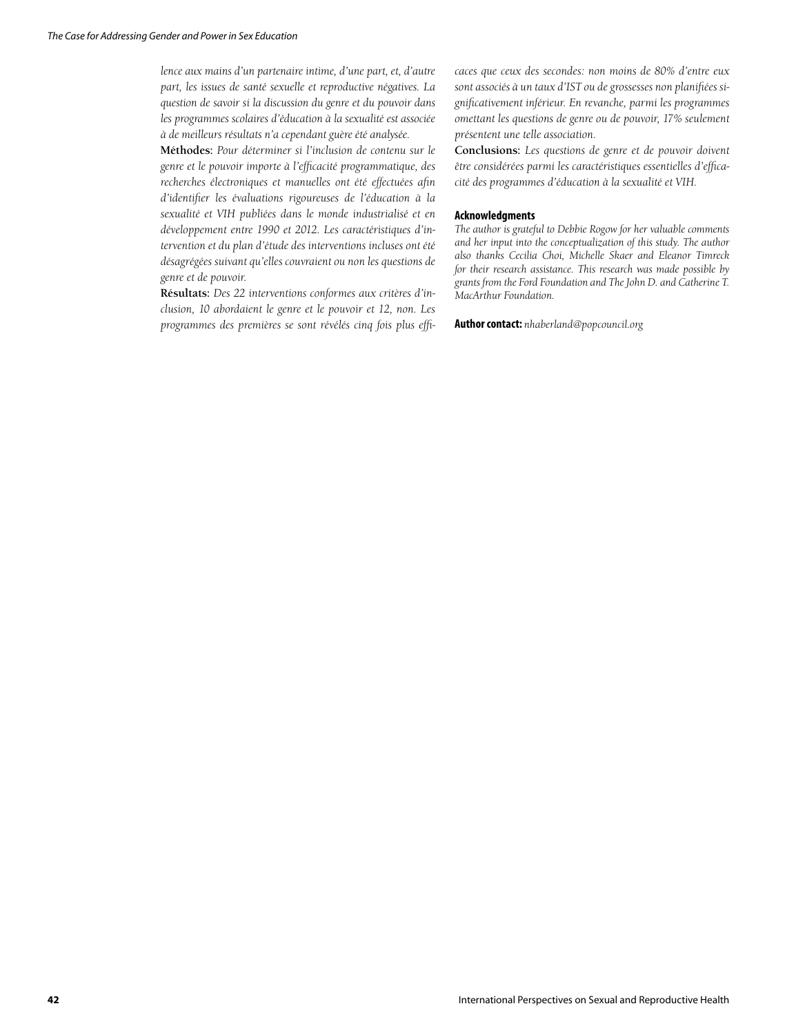*lence aux mains d'un partenaire intime, d'une part, et, d'autre part, les issues de santé sexuelle et reproductive négatives. La question de savoir si la discussion du genre et du pouvoir dans les programmes scolaires d'éducation à la sexualité est associée à de meilleurs résultats n'a cependant guère été analysée.*

**Méthodes:** *Pour déterminer si l'inclusion de contenu sur le genre et le pouvoir importe à l'efficacité programmatique, des recherches électroniques et manuelles ont été effectuées afin d'identifier les évaluations rigoureuses de l'éducation à la sexualité et VIH publiées dans le monde industrialisé et en développement entre 1990 et 2012. Les caractéristiques d'intervention et du plan d'étude des interventions incluses ont été désagrégées suivant qu'elles couvraient ou non les questions de genre et de pouvoir.*

**Résultats:** *Des 22 interventions conformes aux critères d'inclusion, 10 abordaient le genre et le pouvoir et 12, non. Les programmes des premières se sont révélés cinq fois plus efficaces que ceux des secondes: non moins de 80% d'entre eux sont associés à un taux d'IST ou de grossesses non planifiées significativement inférieur. En revanche, parmi les programmes omettant les questions de genre ou de pouvoir, 17% seulement présentent une telle association.*

**Conclusions:** *Les questions de genre et de pouvoir doivent être considérées parmi les caractéristiques essentielles d'efficacité des programmes d'éducation à la sexualité et VIH.*

#### Acknowledgments

*The author is grateful to Debbie Rogow for her valuable comments and her input into the conceptualization of this study. The author also thanks Cecilia Choi, Michelle Skaer and Eleanor Timreck for their research assistance. This research was made possible by grants from the Ford Foundation and The John D. and Catherine T. MacArthur Foundation.*

**Author contact:** *nhaberland@popcouncil.org*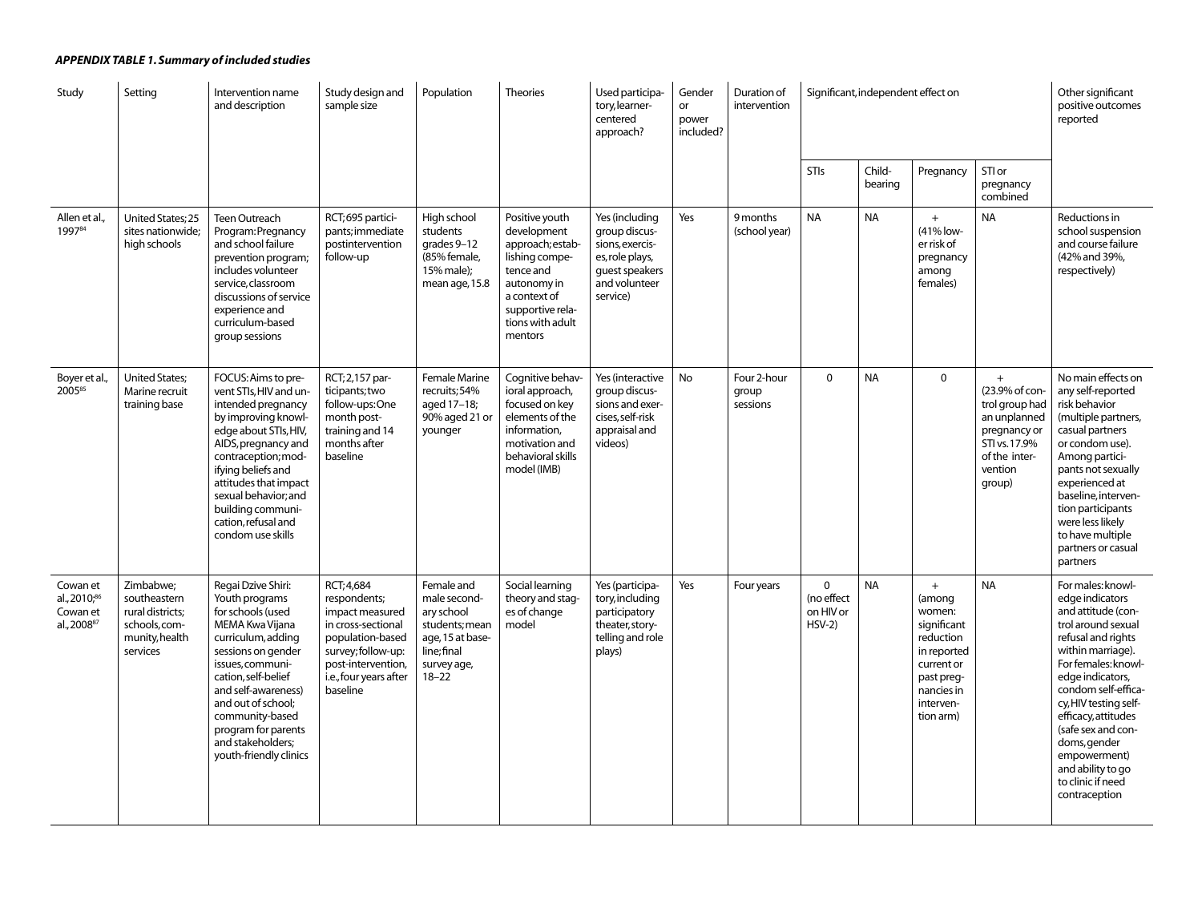***APPENDIX TABLE 1. Summary of included studies***

| Study | Setting | Intervention name and description | Study design and sample size | Population | Theories | Used participatory, learner-centered approach? | Gender or power included? | Duration of intervention | Significant, independent effect on | | | | Other significant positive outcomes reported |
|---|---|---|---|---|---|---|---|---|---|---|---|---|---|
| | | | | | | | | | STIs | Childbearing | Pregnancy | STI or pregnancy combined | |
| Allen et al., 1997[84] | United States; 25 sites nationwide; high schools | Teen Outreach Program: Pregnancy and school failure prevention program; includes volunteer service, classroom discussions of service experience and curriculum-based group sessions | RCT; 695 participants; immediate postintervention follow-up | High school students grades 9–12 (85% female, 15% male); mean age, 15.8 | Positive youth development approach; establishing competence and autonomy in a context of supportive relations with adult mentors | Yes (including group discussions, exercises, role plays, guest speakers and volunteer service) | Yes | 9 months (school year) | NA | NA | + (41% lower risk of pregnancy among females) | NA | Reductions in school suspension and course failure (42% and 39%, respectively) |
| Boyer et al., 2005[85] | United States; Marine recruit training base | FOCUS: Aims to prevent STIs, HIV and unintended pregnancy by improving knowledge about STIs, HIV, AIDS, pregnancy and contraception; modifying beliefs and attitudes that impact sexual behavior; and building communication, refusal and condom use skills | RCT; 2,157 participants; two follow-ups: One month post-training and 14 months after baseline | Female Marine recruits; 54% aged 17–18; 90% aged 21 or younger | Cognitive behavioral approach, focused on key elements of the information, motivation and behavioral skills model (IMB) | Yes (interactive group discussions and exercises, self-risk appraisal and videos) | No | Four 2-hour group sessions | 0 | NA | 0 | + (23.9% of control group had an unplanned pregnancy or STI vs. 17.9% of the intervention group) | No main effects on any self-reported risk behavior (multiple partners, casual partners or condom use). Among participants not sexually experienced at baseline, intervention participants were less likely to have multiple partners or casual partners |
| Cowan et al., 2010;[86] Cowan et al., 2008[87] | Zimbabwe; southeastern rural districts; schools, community, health services | Regai Dzive Shiri: Youth programs for schools (used MEMA Kwa Vijana curriculum, adding sessions on gender issues, communication, self-belief and self-awareness) and out of school; community-based program for parents and stakeholders; youth-friendly clinics | RCT; 4,684 respondents; impact measured in cross-sectional population-based survey; follow-up: post-intervention, i.e., four years after baseline | Female and male secondary school students; mean age, 15 at baseline; final survey age, 18–22 | Social learning theory and stages of change model | Yes (participatory, including participatory theater, storytelling and role plays) | Yes | Four years | 0 (no effect on HIV or HSV-2) | NA | + (among women: significant reduction in reported current or past pregnancies in intervention arm) | NA | For males: knowledge indicators and attitude (control around sexual refusal and rights within marriage). For females: knowledge indicators, condom self-efficacy, HIV testing self-efficacy, attitudes (safe sex and condoms, gender empowerment) and ability to go to clinic if need contraception |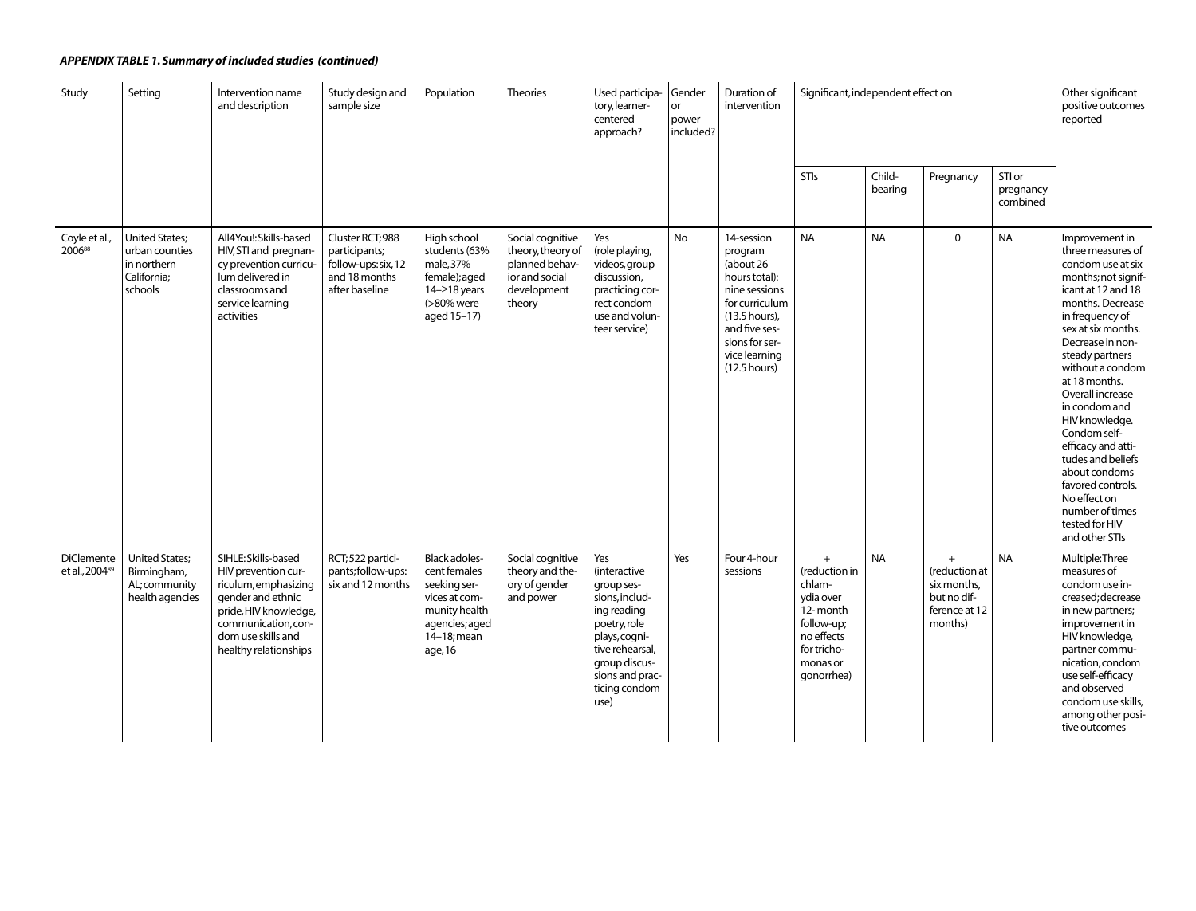***APPENDIX TABLE 1. Summary of included studies (continued)***

| Study | Setting | Intervention name and description | Study design and sample size | Population | Theories | Used participatory, learner-centered approach? | Gender or power included? | Duration of intervention | Significant, independent effect on | | | | Other significant positive outcomes reported |
|---|---|---|---|---|---|---|---|---|---|---|---|---|---|
| | | | | | | | | | STIs | Childbearing | Pregnancy | STI or pregnancy combined | |
| Coyle et al., 2006[88] | United States; urban counties in northern California; schools | All4You!: Skills-based HIV, STI and pregnancy prevention curriculum delivered in classrooms and service learning activities | Cluster RCT; 988 participants; follow-ups: six, 12 and 18 months after baseline | High school students (63% male, 37% female); aged 14–≥18 years (>80% were aged 15–17) | Social cognitive theory, theory of planned behavior and social development theory | Yes (role playing, videos, group discussion, practicing correct condom use and volunteer service) | No | 14-session program (about 26 hours total): nine sessions for curriculum (13.5 hours), and five sessions for service learning (12.5 hours) | NA | NA | 0 | NA | Improvement in three measures of condom use at six months; not significant at 12 and 18 months. Decrease in frequency of sex at six months. Decrease in nonsteady partners without a condom at 18 months. Overall increase in condom and HIV knowledge. Condom self-efficacy and attitudes and beliefs about condoms favored controls. No effect on number of times tested for HIV and other STIs |
| DiClemente et al., 2004[89] | United States; Birmingham, AL; community health agencies | SIHLE: Skills-based HIV prevention curriculum, emphasizing gender and ethnic pride, HIV knowledge, communication, condom use skills and healthy relationships | RCT; 522 participants; follow-ups: six and 12 months | Black adolescent females seeking services at community health agencies; aged 14–18; mean age, 16 | Social cognitive theory and theory of gender and power | Yes (interactive group sessions, including reading poetry, role plays, cognitive rehearsal, group discussions and practicing condom use) | Yes | Four 4-hour sessions | + (reduction in chlamydia over 12-month follow-up; no effects for trichomonas or gonorrhea) | NA | + (reduction at six months, but no difference at 12 months) | NA | Multiple: Three measures of condom use increased; decrease in new partners; improvement in HIV knowledge, partner communication, condom use self-efficacy and observed condom use skills, among other positive outcomes |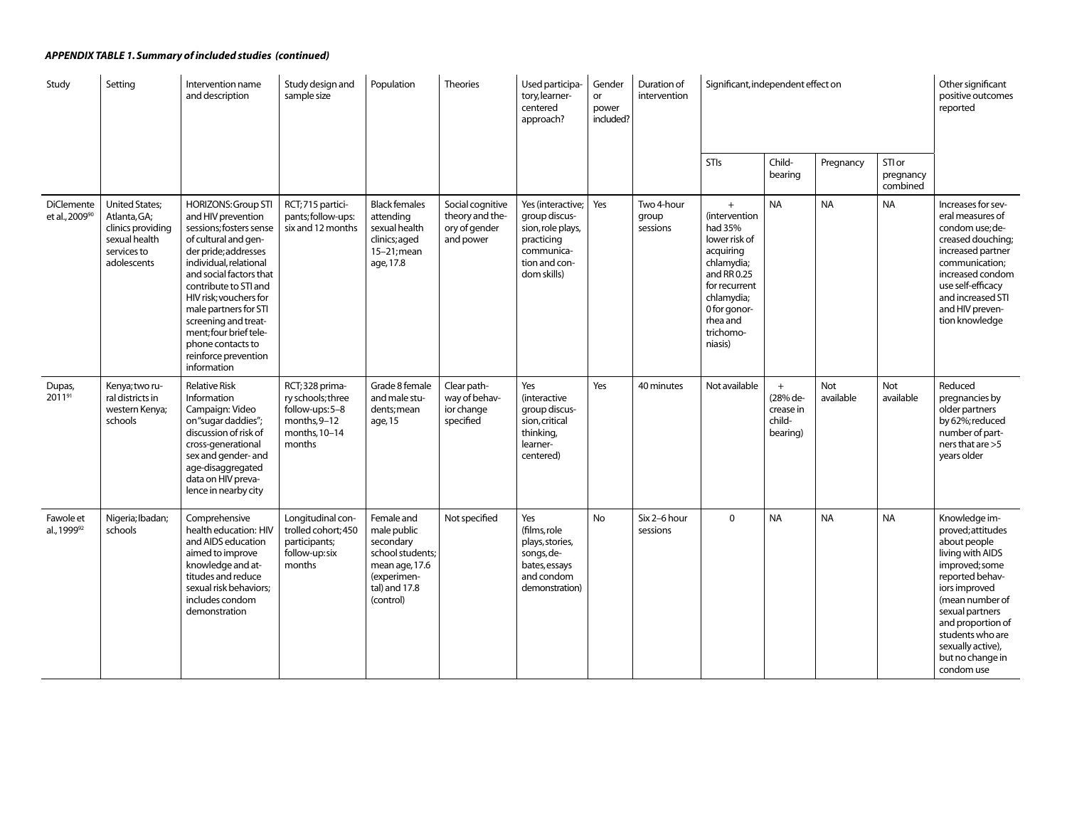***APPENDIX TABLE 1. Summary of included studies (continued)***

| Study | Setting | Intervention name and description | Study design and sample size | Population | Theories | Used participatory, learner-centered approach? | Gender or power included? | Duration of intervention | Significant, independent effect on | | | | Other significant positive outcomes reported |
|---|---|---|---|---|---|---|---|---|---|---|---|---|---|
| | | | | | | | | | STIs | Child-bearing | Pregnancy | STI or pregnancy combined | |
| DiClemente et al., 2009[90] | United States; Atlanta, GA; clinics providing sexual health services to adolescents | HORIZONS: Group STI and HIV prevention sessions; fosters sense of cultural and gender pride; addresses individual, relational and social factors that contribute to STI and HIV risk; vouchers for male partners for STI screening and treatment; four brief telephone contacts to reinforce prevention information | RCT; 715 participants; follow-ups: six and 12 months | Black females attending sexual health clinics; aged 15–21; mean age, 17.8 | Social cognitive theory and theory of gender and power | Yes (interactive; group discussion, role plays, practicing communication and condom skills) | Yes | Two 4-hour group sessions | + (intervention had 35% lower risk of acquiring chlamydia; and RR 0.25 for recurrent chlamydia; 0 for gonorrhea and trichomoniasis) | NA | NA | NA | Increases for several measures of condom use; decreased douching; increased partner communication; increased condom use self-efficacy and increased STI and HIV prevention knowledge |
| Dupas, 2011[91] | Kenya; two rural districts in western Kenya; schools | Relative Risk Information Campaign: Video on "sugar daddies"; discussion of risk of cross-generational sex and gender- and age-disaggregated data on HIV prevalence in nearby city | RCT; 328 primary schools; three follow-ups: 5–8 months, 9–12 months, 10–14 months | Grade 8 female and male students; mean age, 15 | Clear pathway of behavior change specified | Yes (interactive group discussion, critical thinking, learner-centered) | Yes | 40 minutes | Not available | + (28% decrease in childbearing) | Not available | Not available | Reduced pregnancies by older partners by 62%; reduced number of partners that are >5 years older |
| Fawole et al., 1999[92] | Nigeria; Ibadan; schools | Comprehensive health education: HIV and AIDS education aimed to improve knowledge and attitudes and reduce sexual risk behaviors; includes condom demonstration | Longitudinal controlled cohort; 450 participants; follow-up: six months | Female and male public secondary school students; mean age, 17.6 (experimental) and 17.8 (control) | Not specified | Yes (films, role plays, stories, songs, debates, essays and condom demonstration) | No | Six 2–6 hour sessions | 0 | NA | NA | NA | Knowledge improved; attitudes about people living with AIDS improved; some reported behaviors improved (mean number of sexual partners and proportion of students who are sexually active), but no change in condom use |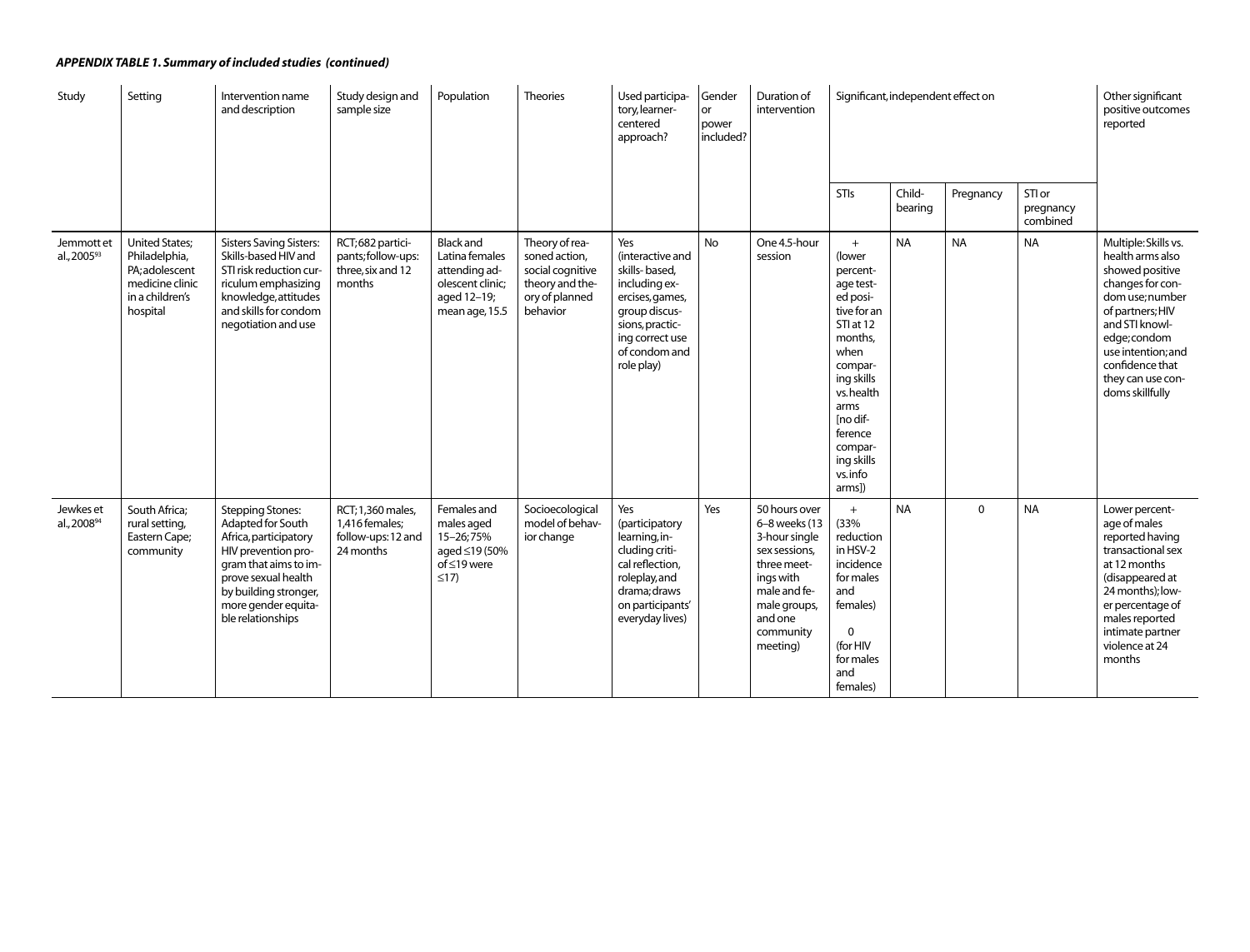***APPENDIX TABLE 1. Summary of included studies (continued)***

| Study | Setting | Intervention name and description | Study design and sample size | Population | Theories | Used participatory, learner-centered approach? | Gender or power included? | Duration of intervention | Significant, independent effect on | | | | Other significant positive outcomes reported |
|---|---|---|---|---|---|---|---|---|---|---|---|---|---|
| | | | | | | | | | STIs | Child-bearing | Pregnancy | STI or pregnancy combined | |
| Jemmott et al., 2005[93] | United States; Philadelphia, PA; adolescent medicine clinic in a children's hospital | Sisters Saving Sisters: Skills-based HIV and STI risk reduction curriculum emphasizing knowledge, attitudes and skills for condom negotiation and use | RCT; 682 participants; follow-ups: three, six and 12 months | Black and Latina females attending adolescent clinic; aged 12–19; mean age, 15.5 | Theory of reasoned action, social cognitive theory and theory of planned behavior | Yes (interactive and skills-based, including exercises, games, group discussions, practicing correct use of condom and role play) | No | One 4.5-hour session | + (lower percentage tested positive for an STI at 12 months, when comparing skills vs. health arms [no difference comparing skills vs. info arms]) | NA | NA | NA | Multiple: Skills vs. health arms also showed positive changes for condom use; number of partners; HIV and STI knowledge; condom use intention; and confidence that they can use condoms skillfully |
| Jewkes et al., 2008[94] | South Africa; rural setting, Eastern Cape; community | Stepping Stones: Adapted for South Africa, participatory HIV prevention program that aims to improve sexual health by building stronger, more gender equitable relationships | RCT; 1,360 males, 1,416 females; follow-ups: 12 and 24 months | Females and males aged 15–26; 75% aged ≤19 (50% of ≤19 were ≤17) | Socioecological model of behavior change | Yes (participatory learning, including critical reflection, roleplay, and drama; draws on participants' everyday lives) | Yes | 50 hours over 6–8 weeks (13 3-hour single sex sessions, three meetings with male and female groups, and one community meeting) | + (33% reduction in HSV-2 incidence for males and females) 0 (for HIV for males and females) | NA | 0 | NA | Lower percentage of males reported having transactional sex at 12 months (disappeared at 24 months); lower percentage of males reported intimate partner violence at 24 months |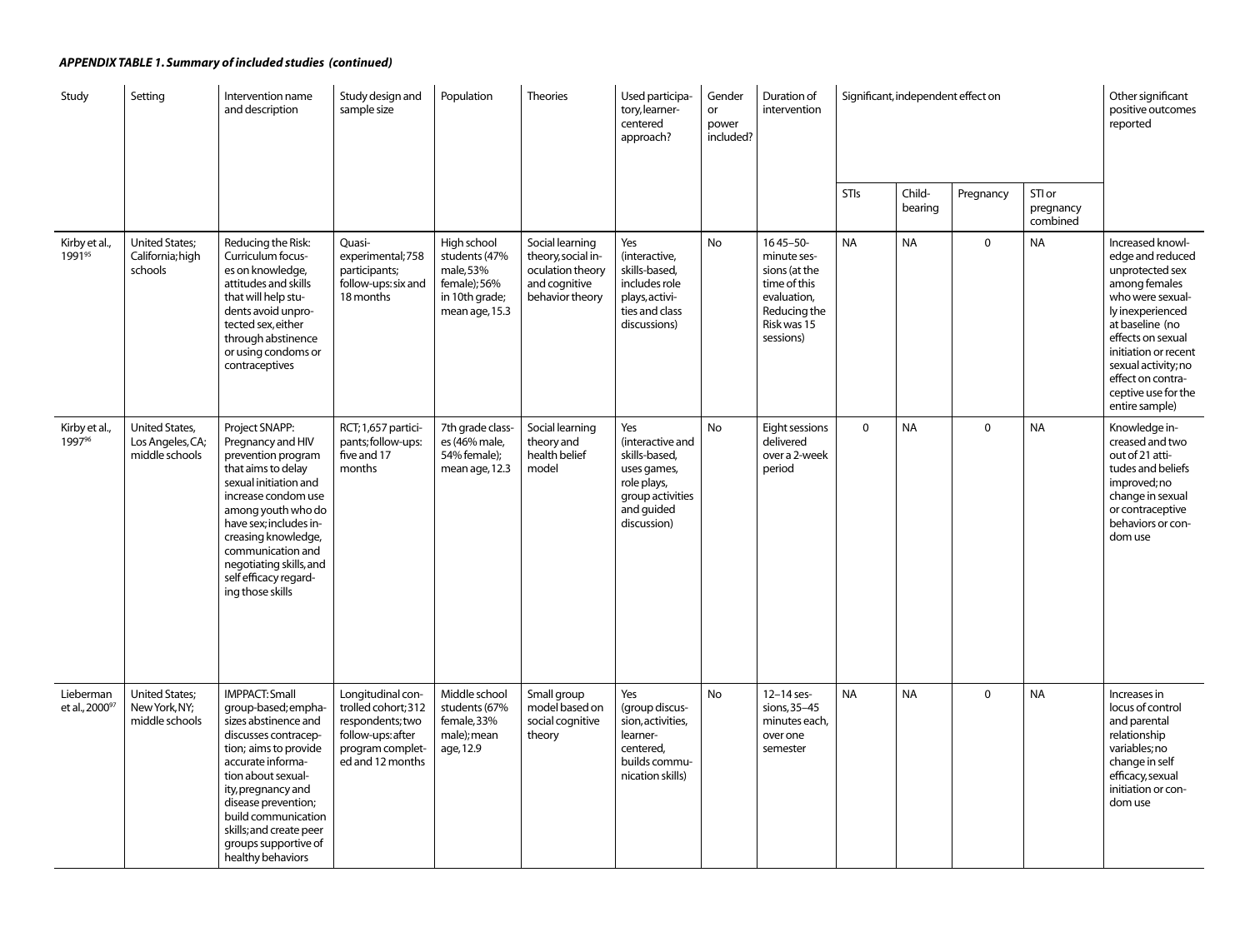***APPENDIX TABLE 1. Summary of included studies (continued)***

| Study | Setting | Intervention name and description | Study design and sample size | Population | Theories | Used participatory, learner-centered approach? | Gender or power included? | Duration of intervention | Significant, independent effect on | | | | Other significant positive outcomes reported |
|---|---|---|---|---|---|---|---|---|---|---|---|---|---|
| | | | | | | | | | STIs | Child-bearing | Pregnancy | STI or pregnancy combined | |
| Kirby et al., 1991[95] | United States; California; high schools | Reducing the Risk: Curriculum focuses on knowledge, attitudes and skills that will help students avoid unprotected sex, either through abstinence or using condoms or contraceptives | Quasi-experimental; 758 participants; follow-ups: six and 18 months | High school students (47% male, 53% female); 56% in 10th grade; mean age, 15.3 | Social learning theory, social inoculation theory and cognitive behavior theory | Yes (interactive, skills-based, includes role plays, activities and class discussions) | No | 16 45–50-minute sessions (at the time of this evaluation, Reducing the Risk was 15 sessions) | NA | NA | 0 | NA | Increased knowledge and reduced unprotected sex among females who were sexually inexperienced at baseline (no effects on sexual initiation or recent sexual activity; no effect on contraceptive use for the entire sample) |
| Kirby et al., 1997[96] | United States, Los Angeles, CA; middle schools | Project SNAPP: Pregnancy and HIV prevention program that aims to delay sexual initiation and increase condom use among youth who do have sex; includes increasing knowledge, communication and negotiating skills, and self efficacy regarding those skills | RCT; 1,657 participants; follow-ups: five and 17 months | 7th grade classes (46% male, 54% female); mean age, 12.3 | Social learning theory and health belief model | Yes (interactive and skills-based, uses games, role plays, group activities and guided discussion) | No | Eight sessions delivered over a 2-week period | 0 | NA | 0 | NA | Knowledge increased and two out of 21 attitudes and beliefs improved; no change in sexual or contraceptive behaviors or condom use |
| Lieberman et al., 2000[97] | United States; New York, NY; middle schools | IMPPACT: Small group-based; emphasizes abstinence and discusses contraception; aims to provide accurate information about sexuality, pregnancy and disease prevention; build communication skills; and create peer groups supportive of healthy behaviors | Longitudinal controlled cohort; 312 respondents; two follow-ups: after program completed and 12 months | Middle school students (67% female, 33% male); mean age, 12.9 | Small group model based on social cognitive theory | Yes (group discussion, activities, learner-centered, builds communication skills) | No | 12–14 sessions, 35–45 minutes each, over one semester | NA | NA | 0 | NA | Increases in locus of control and parental relationship variables; no change in self efficacy, sexual initiation or condom use |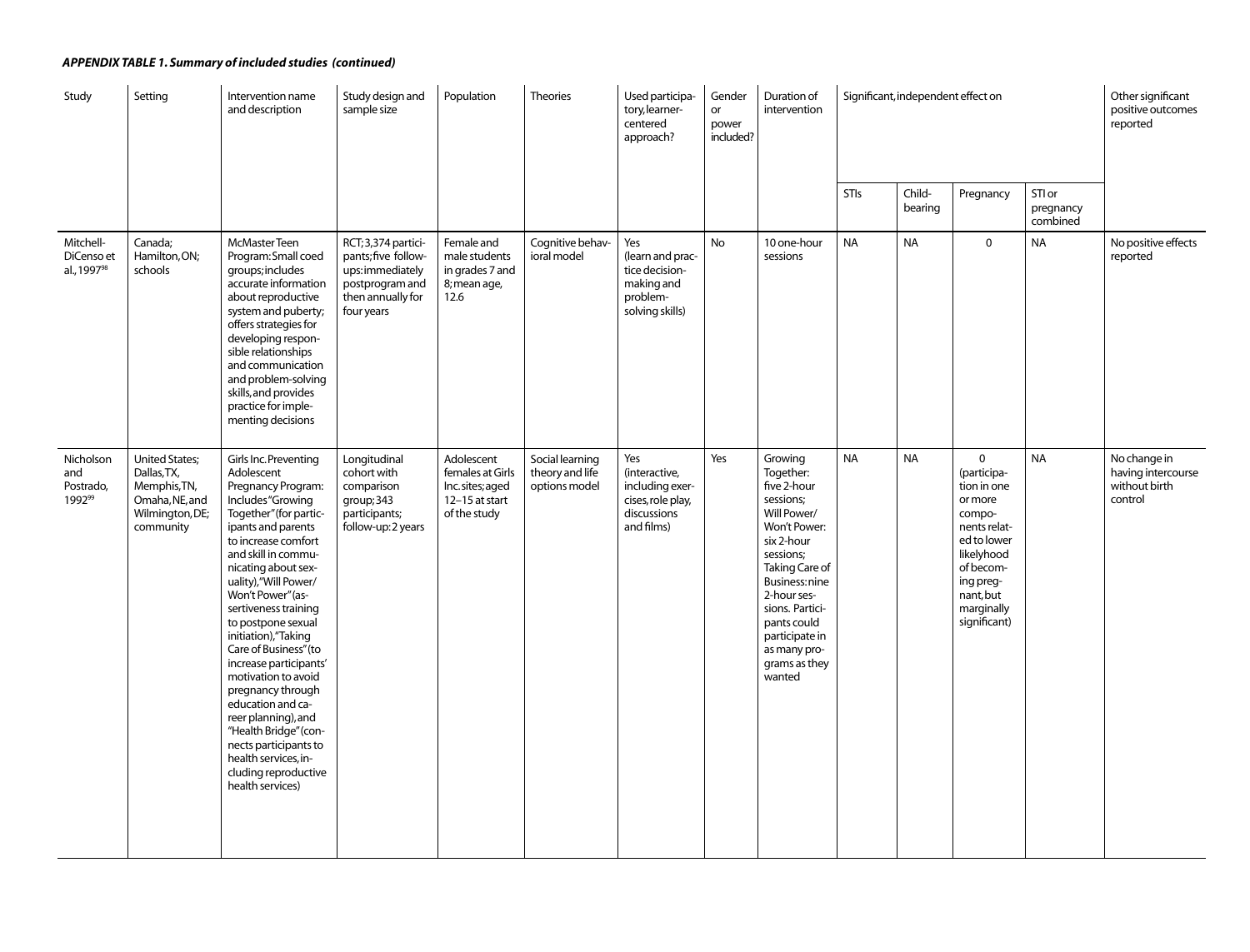***APPENDIX TABLE 1. Summary of included studies (continued)***

| Study | Setting | Intervention name and description | Study design and sample size | Population | Theories | Used participatory, learner-centered approach? | Gender or power included? | Duration of intervention | Significant, independent effect on | | | | Other significant positive outcomes reported |
|---|---|---|---|---|---|---|---|---|---|---|---|---|---|
| | | | | | | | | | STIs | Child-bearing | Pregnancy | STI or pregnancy combined | |
| Mitchell-DiCenso et al., 1997[98] | Canada; Hamilton, ON; schools | McMaster Teen Program: Small coed groups; includes accurate information about reproductive system and puberty; offers strategies for developing responsible relationships and communication and problem-solving skills, and provides practice for implementing decisions | RCT; 3,374 participants; five follow-ups: immediately postprogram and then annually for four years | Female and male students in grades 7 and 8; mean age, 12.6 | Cognitive behavioral model | Yes (learn and practice decision-making and problem-solving skills) | No | 10 one-hour sessions | NA | NA | 0 | NA | No positive effects reported |
| Nicholson and Postrado, 1992[99] | United States; Dallas, TX, Memphis, TN, Omaha, NE, and Wilmington, DE; community | Girls Inc. Preventing Adolescent Pregnancy Program: Includes "Growing Together" (for participants and parents to increase comfort and skill in communicating about sexuality), "Will Power/ Won't Power" (assertiveness training to postpone sexual initiation), "Taking Care of Business" (to increase participants' motivation to avoid pregnancy through education and career planning), and "Health Bridge" (connects participants to health services, including reproductive health services) | Longitudinal cohort with comparison group; 343 participants; follow-up: 2 years | Adolescent females at Girls Inc. sites; aged 12–15 at start of the study | Social learning theory and life options model | Yes (interactive, including exercises, role play, discussions and films) | Yes | Growing Together: five 2-hour sessions; Will Power/ Won't Power: six 2-hour sessions; Taking Care of Business: nine 2-hour sessions. Participants could participate in as many programs as they wanted | NA | NA | 0 (participation in one or more components related to lower likelyhood of becoming pregnant, but marginally significant) | NA | No change in having intercourse without birth control |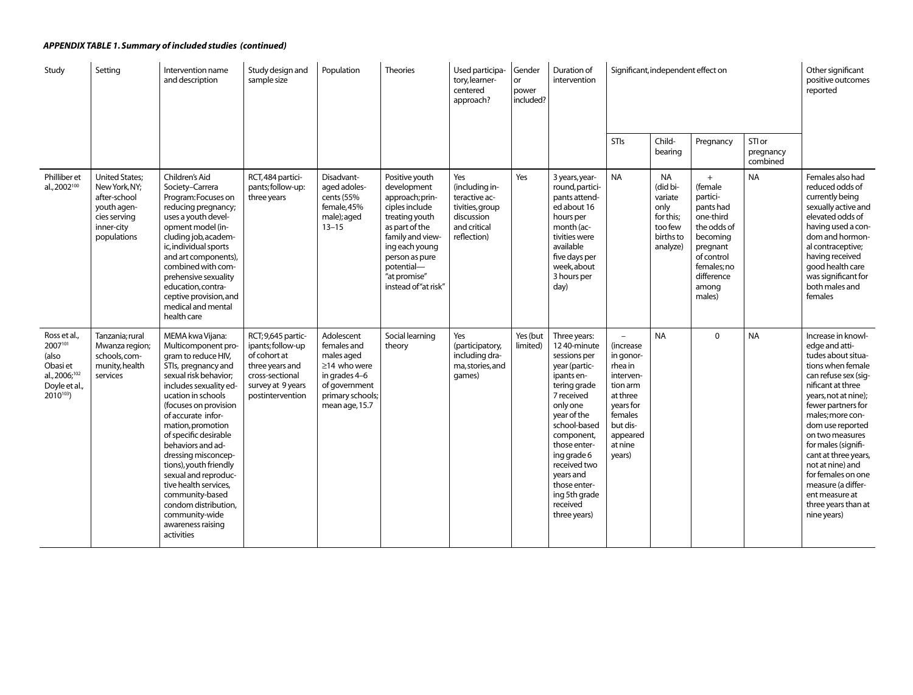***APPENDIX TABLE 1. Summary of included studies (continued)***

| Study | Setting | Intervention name and description | Study design and sample size | Population | Theories | Used participatory, learner-centered approach? | Gender or power included? | Duration of intervention | Significant, independent effect on | | | | Other significant positive outcomes reported |
|---|---|---|---|---|---|---|---|---|---|---|---|---|---|
| | | | | | | | | | STIs | Child-bearing | Pregnancy | STI or pregnancy combined | |
| Philliber et al., 2002[100] | United States; New York, NY; after-school youth agencies serving inner-city populations | Children's Aid Society–Carrera Program: Focuses on reducing pregnancy; uses a youth development model (including job, academic, individual sports and art components), combined with comprehensive sexuality education, contraceptive provision, and medical and mental health care | RCT, 484 participants; follow-up: three years | Disadvantaged adolescents (55% female, 45% male); aged 13–15 | Positive youth development approach; principles include treating youth as part of the family and viewing each young person as pure potential—"at promise" instead of "at risk" | Yes (including interactive activities, group discussion and critical reflection) | Yes | 3 years, year-round, participants attended about 16 hours per month (activities were available five days per week, about 3 hours per day) | NA | NA (did bivariate only for this; too few births to analyze) | + (female participants had one-third the odds of becoming pregnant of control females; no difference among males) | NA | Females also had reduced odds of currently being sexually active and elevated odds of having used a condom and hormonal contraceptive; having received good health care was significant for both males and females |
| Ross et al., 2007[101] (also Obasi et al., 2006;[102] Doyle et al., 2010[103]) | Tanzania; rural Mwanza region; schools, community, health services | MEMA kwa Vijana: Multicomponent program to reduce HIV, STIs, pregnancy and sexual risk behavior; includes sexuality education in schools (focuses on provision of accurate information, promotion of specific desirable behaviors and addressing misconceptions), youth friendly sexual and reproductive health services, community-based condom distribution, community-wide awareness raising activities | RCT; 9,645 participants; follow-up of cohort at three years and cross-sectional survey at 9 years postintervention | Adolescent females and males aged ≥14 who were in grades 4–6 of government primary schools; mean age, 15.7 | Social learning theory | Yes (participatory, including drama, stories, and games) | Yes (but limited) | Three years: 12 40-minute sessions per year (participants entering grade 7 received only one year of the school-based component, those entering grade 6 received two years and those entering 5th grade received three years) | – (increase in gonorrhea in intervention arm at three years for females but disappeared at nine years) | NA | 0 | NA | Increase in knowledge and attitudes about situations when female can refuse sex (significant at three years, not at nine); fewer partners for males; more condom use reported on two measures for males (significant at three years, not at nine) and for females on one measure (a different measure at three years than at nine years) |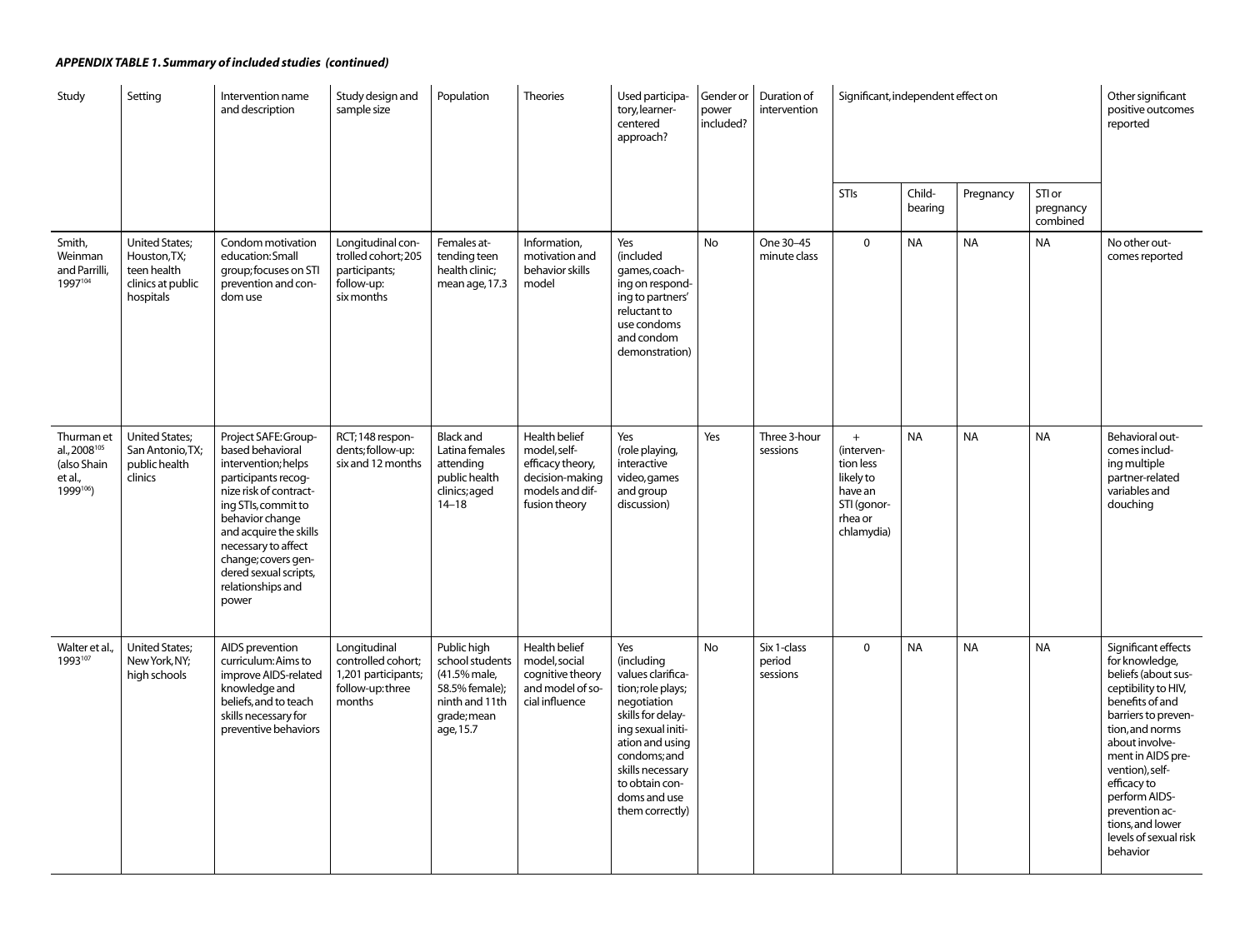***APPENDIX TABLE 1. Summary of included studies (continued)***

| Study | Setting | Intervention name and description | Study design and sample size | Population | Theories | Used participatory, learner-centered approach? | Gender or power included? | Duration of intervention | Significant, independent effect on | | | | Other significant positive outcomes reported |
|---|---|---|---|---|---|---|---|---|---|---|---|---|---|
| | | | | | | | | | STIs | Child-bearing | Pregnancy | STI or pregnancy combined | |
| Smith, Weinman and Parrilli, 1997[104] | United States; Houston, TX; teen health clinics at public hospitals | Condom motivation education: Small group; focuses on STI prevention and condom use | Longitudinal controlled cohort; 205 participants; follow-up: six months | Females attending teen health clinic; mean age, 17.3 | Information, motivation and behavior skills model | Yes (included games, coaching on responding to partners' reluctant to use condoms and condom demonstration) | No | One 30–45 minute class | 0 | NA | NA | NA | No other outcomes reported |
| Thurman et al., 2008[105] (also Shain et al., 1999[106]) | United States; San Antonio, TX; public health clinics | Project SAFE: Group-based behavioral intervention; helps participants recognize risk of contracting STIs, commit to behavior change and acquire the skills necessary to affect change; covers gendered sexual scripts, relationships and power | RCT; 148 respondents; follow-up: six and 12 months | Black and Latina females attending public health clinics; aged 14–18 | Health belief model, self-efficacy theory, decision-making models and diffusion theory | Yes (role playing, interactive video, games and group discussion) | Yes | Three 3-hour sessions | + (intervention less likely to have an STI (gonorrhea or chlamydia) | NA | NA | NA | Behavioral outcomes including multiple partner-related variables and douching |
| Walter et al., 1993[107] | United States; New York, NY; high schools | AIDS prevention curriculum: Aims to improve AIDS-related knowledge and beliefs, and to teach skills necessary for preventive behaviors | Longitudinal controlled cohort; 1,201 participants; follow-up: three months | Public high school students (41.5% male, 58.5% female); ninth and 11th grade; mean age, 15.7 | Health belief model, social cognitive theory and model of social influence | Yes (including values clarification; role plays; negotiation skills for delaying sexual initiation and using condoms; and skills necessary to obtain condoms and use them correctly) | No | Six 1-class period sessions | 0 | NA | NA | NA | Significant effects for knowledge, beliefs (about susceptibility to HIV, benefits of and barriers to prevention, and norms about involvement in AIDS prevention), self-efficacy to perform AIDS-prevention actions, and lower levels of sexual risk behavior |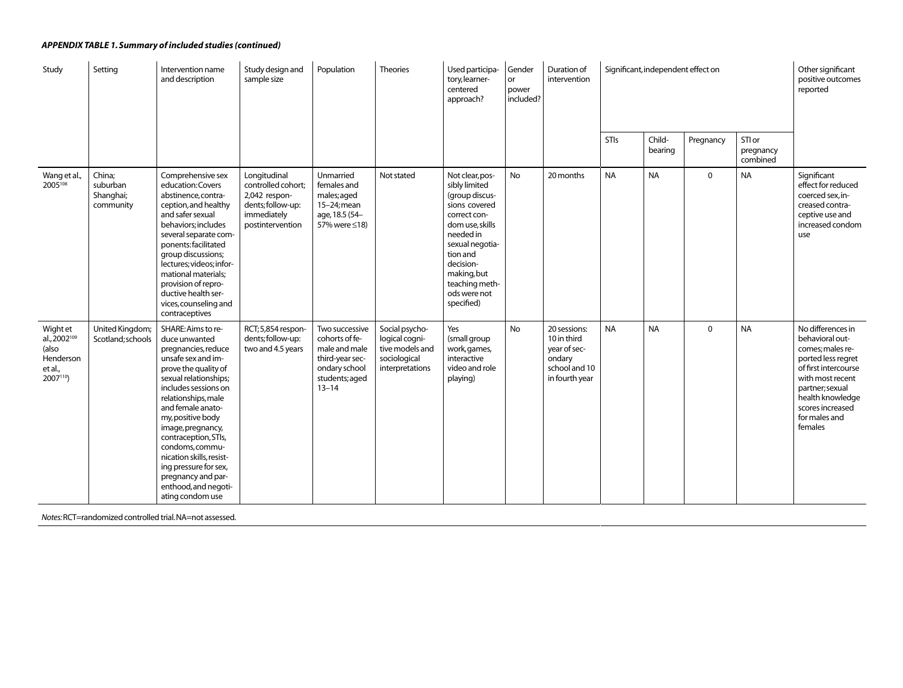***APPENDIX TABLE 1. Summary of included studies (continued)***

| Study | Setting | Intervention name and description | Study design and sample size | Population | Theories | Used participatory, learner-centered approach? | Gender or power included? | Duration of intervention | Significant, independent effect on | | | | Other significant positive outcomes reported |
|---|---|---|---|---|---|---|---|---|---|---|---|---|---|
| | | | | | | | | | STIs | Child-bearing | Pregnancy | STI or pregnancy combined | |
| Wang et al., 2005[108] | China; suburban Shanghai; community | Comprehensive sex education: Covers abstinence, contraception, and healthy and safer sexual behaviors; includes several separate components: facilitated group discussions; lectures; videos; informational materials; provision of reproductive health services, counseling and contraceptives | Longitudinal controlled cohort; 2,042 respondents; follow-up: immediately postintervention | Unmarried females and males; aged 15–24; mean age, 18.5 (54–57% were ≤18) | Not stated | Not clear, possibly limited (group discussions covered correct condom use, skills needed in sexual negotiation and decision-making, but teaching methods were not specified) | No | 20 months | NA | NA | 0 | NA | Significant effect for reduced coerced sex, increased contraceptive use and increased condom use |
| Wight et al., 2002[109] (also Henderson et al., 2007[110]) | United Kingdom; Scotland; schools | SHARE: Aims to reduce unwanted pregnancies, reduce unsafe sex and improve the quality of sexual relationships; includes sessions on relationships, male and female anatomy, positive body image, pregnancy, contraception, STIs, condoms, communication skills, resisting pressure for sex, pregnancy and parenthood, and negotiating condom use | RCT; 5,854 respondents; follow-up: two and 4.5 years | Two successive cohorts of female and male third-year secondary school students; aged 13–14 | Social psychological cognitive models and sociological interpretations | Yes (small group work, games, interactive video and role playing) | No | 20 sessions: 10 in third year of secondary school and 10 in fourth year | NA | NA | 0 | NA | No differences in behavioral outcomes; males reported less regret of first intercourse with most recent partner; sexual health knowledge scores increased for males and females |

*Notes:* RCT=randomized controlled trial. NA=not assessed.